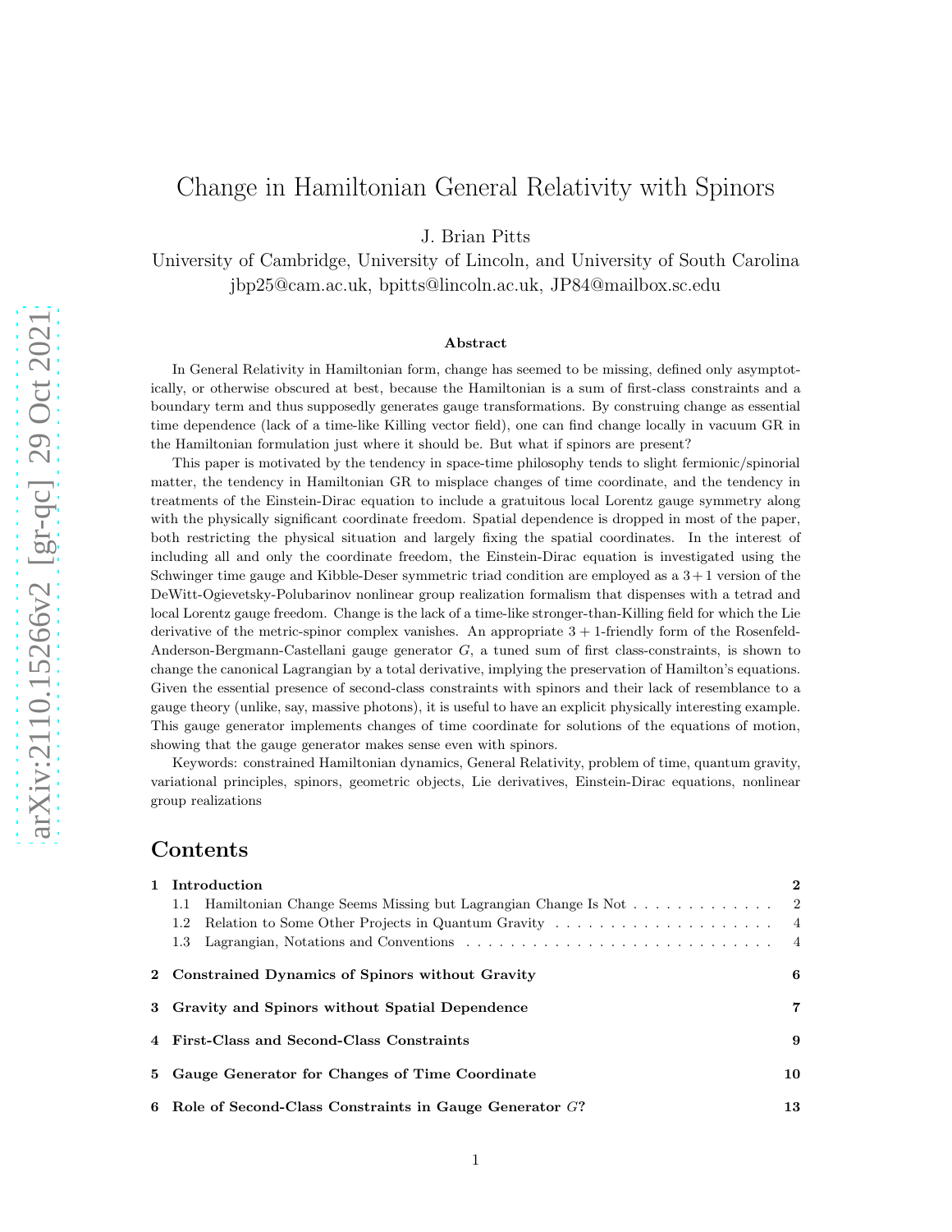# Change in Hamiltonian General Relativity with Spinors

J. Brian Pitts

University of Cambridge, University of Lincoln, and University of South Carolina
jbp25@cam.ac.uk, bpitts@lincoln.ac.uk, JP84@mailbox.sc.edu

### Abstract

In General Relativity in Hamiltonian form, change has seemed to be missing, defined only asymptotically, or otherwise obscured at best, because the Hamiltonian is a sum of first-class constraints and a boundary term and thus supposedly generates gauge transformations. By construing change as essential time dependence (lack of a time-like Killing vector field), one can find change locally in vacuum GR in the Hamiltonian formulation just where it should be. But what if spinors are present?

This paper is motivated by the tendency in space-time philosophy tends to slight fermionic/spinorial matter, the tendency in Hamiltonian GR to misplace changes of time coordinate, and the tendency in treatments of the Einstein-Dirac equation to include a gratuitous local Lorentz gauge symmetry along with the physically significant coordinate freedom. Spatial dependence is dropped in most of the paper, both restricting the physical situation and largely fixing the spatial coordinates. In the interest of including all and only the coordinate freedom, the Einstein-Dirac equation is investigated using the Schwinger time gauge and Kibble-Deser symmetric triad condition are employed as a $3+1$ version of the DeWitt-Ogievetsky-Polubarinov nonlinear group realization formalism that dispenses with a tetrad and local Lorentz gauge freedom. Change is the lack of a time-like stronger-than-Killing field for which the Lie derivative of the metric-spinor complex vanishes. An appropriate $3+1$-friendly form of the Rosenfeld-Anderson-Bergmann-Castellani gauge generator $G$, a tuned sum of first class-constraints, is shown to change the canonical Lagrangian by a total derivative, implying the preservation of Hamilton's equations. Given the essential presence of second-class constraints with spinors and their lack of resemblance to a gauge theory (unlike, say, massive photons), it is useful to have an explicit physically interesting example. This gauge generator implements changes of time coordinate for solutions of the equations of motion, showing that the gauge generator makes sense even with spinors.

Keywords: constrained Hamiltonian dynamics, General Relativity, problem of time, quantum gravity, variational principles, spinors, geometric objects, Lie derivatives, Einstein-Dirac equations, nonlinear group realizations

## Contents

1 Introduction — 2
- 1.1 Hamiltonian Change Seems Missing but Lagrangian Change Is Not — 2
- 1.2 Relation to Some Other Projects in Quantum Gravity — 4
- 1.3 Lagrangian, Notations and Conventions — 4

2 Constrained Dynamics of Spinors without Gravity — 6

3 Gravity and Spinors without Spatial Dependence — 7

4 First-Class and Second-Class Constraints — 9

5 Gauge Generator for Changes of Time Coordinate — 10

6 Role of Second-Class Constraints in Gauge Generator $G$? — 13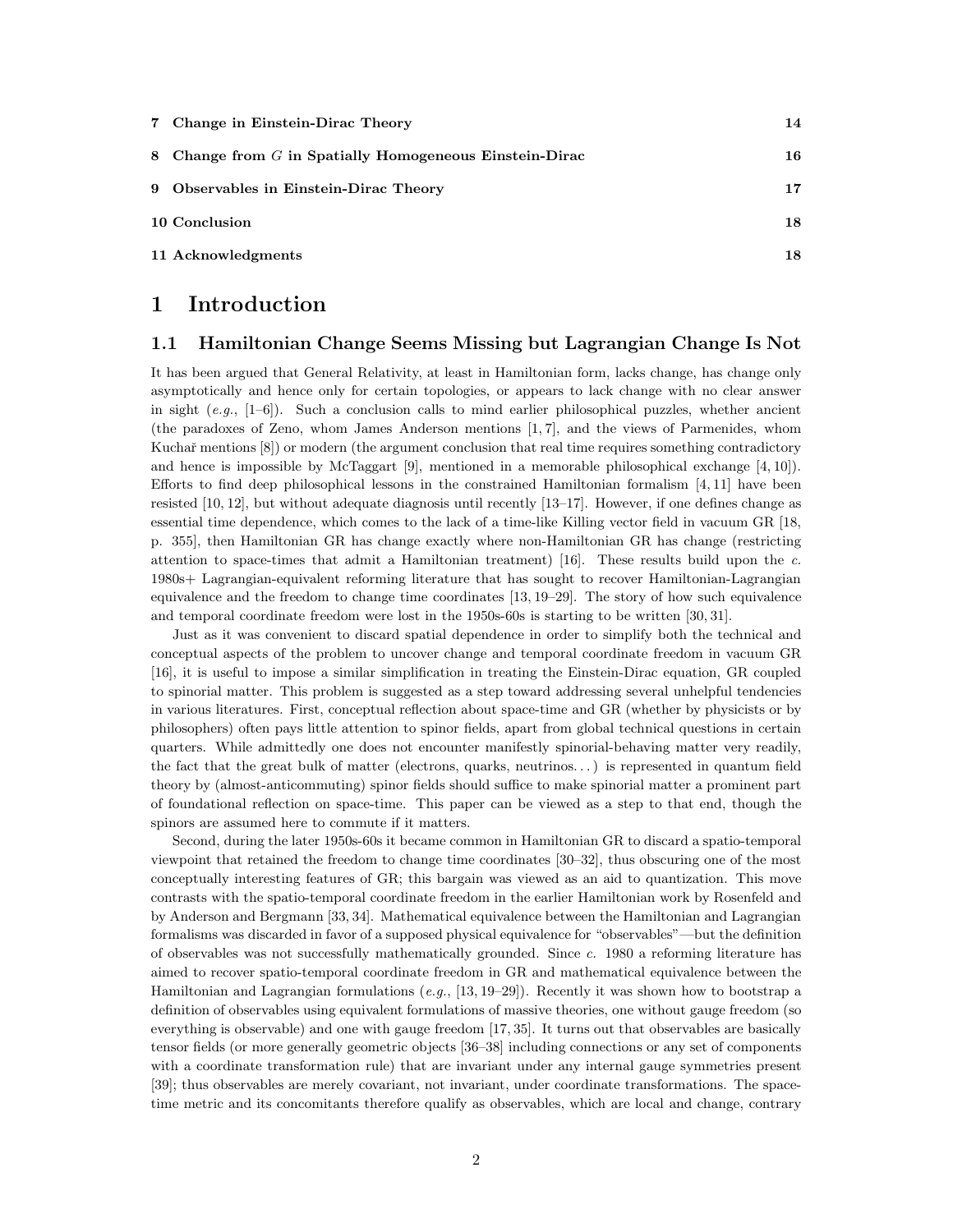| | |
|---|---|
| 7 Change in Einstein-Dirac Theory | 14 |
| 8 Change from $G$ in Spatially Homogeneous Einstein-Dirac | 16 |
| 9 Observables in Einstein-Dirac Theory | 17 |
| 10 Conclusion | 18 |
| 11 Acknowledgments | 18 |

# 1 Introduction

## 1.1 Hamiltonian Change Seems Missing but Lagrangian Change Is Not

It has been argued that General Relativity, at least in Hamiltonian form, lacks change, has change only asymptotically and hence only for certain topologies, or appears to lack change with no clear answer in sight (*e.g.*, [1–6]). Such a conclusion calls to mind earlier philosophical puzzles, whether ancient (the paradoxes of Zeno, whom James Anderson mentions [1, 7], and the views of Parmenides, whom Kuchař mentions [8]) or modern (the argument conclusion that real time requires something contradictory and hence is impossible by McTaggart [9], mentioned in a memorable philosophical exchange [4, 10]). Efforts to find deep philosophical lessons in the constrained Hamiltonian formalism [4, 11] have been resisted [10, 12], but without adequate diagnosis until recently [13–17]. However, if one defines change as essential time dependence, which comes to the lack of a time-like Killing vector field in vacuum GR [18, p. 355], then Hamiltonian GR has change exactly where non-Hamiltonian GR has change (restricting attention to space-times that admit a Hamiltonian treatment) [16]. These results build upon the *c.* 1980s+ Lagrangian-equivalent reforming literature that has sought to recover Hamiltonian-Lagrangian equivalence and the freedom to change time coordinates [13, 19–29]. The story of how such equivalence and temporal coordinate freedom were lost in the 1950s-60s is starting to be written [30, 31].

Just as it was convenient to discard spatial dependence in order to simplify both the technical and conceptual aspects of the problem to uncover change and temporal coordinate freedom in vacuum GR [16], it is useful to impose a similar simplification in treating the Einstein-Dirac equation, GR coupled to spinorial matter. This problem is suggested as a step toward addressing several unhelpful tendencies in various literatures. First, conceptual reflection about space-time and GR (whether by physicists or by philosophers) often pays little attention to spinor fields, apart from global technical questions in certain quarters. While admittedly one does not encounter manifestly spinorial-behaving matter very readily, the fact that the great bulk of matter (electrons, quarks, neutrinos. . . ) is represented in quantum field theory by (almost-anticommuting) spinor fields should suffice to make spinorial matter a prominent part of foundational reflection on space-time. This paper can be viewed as a step to that end, though the spinors are assumed here to commute if it matters.

Second, during the later 1950s-60s it became common in Hamiltonian GR to discard a spatio-temporal viewpoint that retained the freedom to change time coordinates [30–32], thus obscuring one of the most conceptually interesting features of GR; this bargain was viewed as an aid to quantization. This move contrasts with the spatio-temporal coordinate freedom in the earlier Hamiltonian work by Rosenfeld and by Anderson and Bergmann [33, 34]. Mathematical equivalence between the Hamiltonian and Lagrangian formalisms was discarded in favor of a supposed physical equivalence for "observables"—but the definition of observables was not successfully mathematically grounded. Since *c.* 1980 a reforming literature has aimed to recover spatio-temporal coordinate freedom in GR and mathematical equivalence between the Hamiltonian and Lagrangian formulations (*e.g.*, [13, 19–29]). Recently it was shown how to bootstrap a definition of observables using equivalent formulations of massive theories, one without gauge freedom (so everything is observable) and one with gauge freedom [17, 35]. It turns out that observables are basically tensor fields (or more generally geometric objects [36–38] including connections or any set of components with a coordinate transformation rule) that are invariant under any internal gauge symmetries present [39]; thus observables are merely covariant, not invariant, under coordinate transformations. The space-time metric and its concomitants therefore qualify as observables, which are local and change, contrary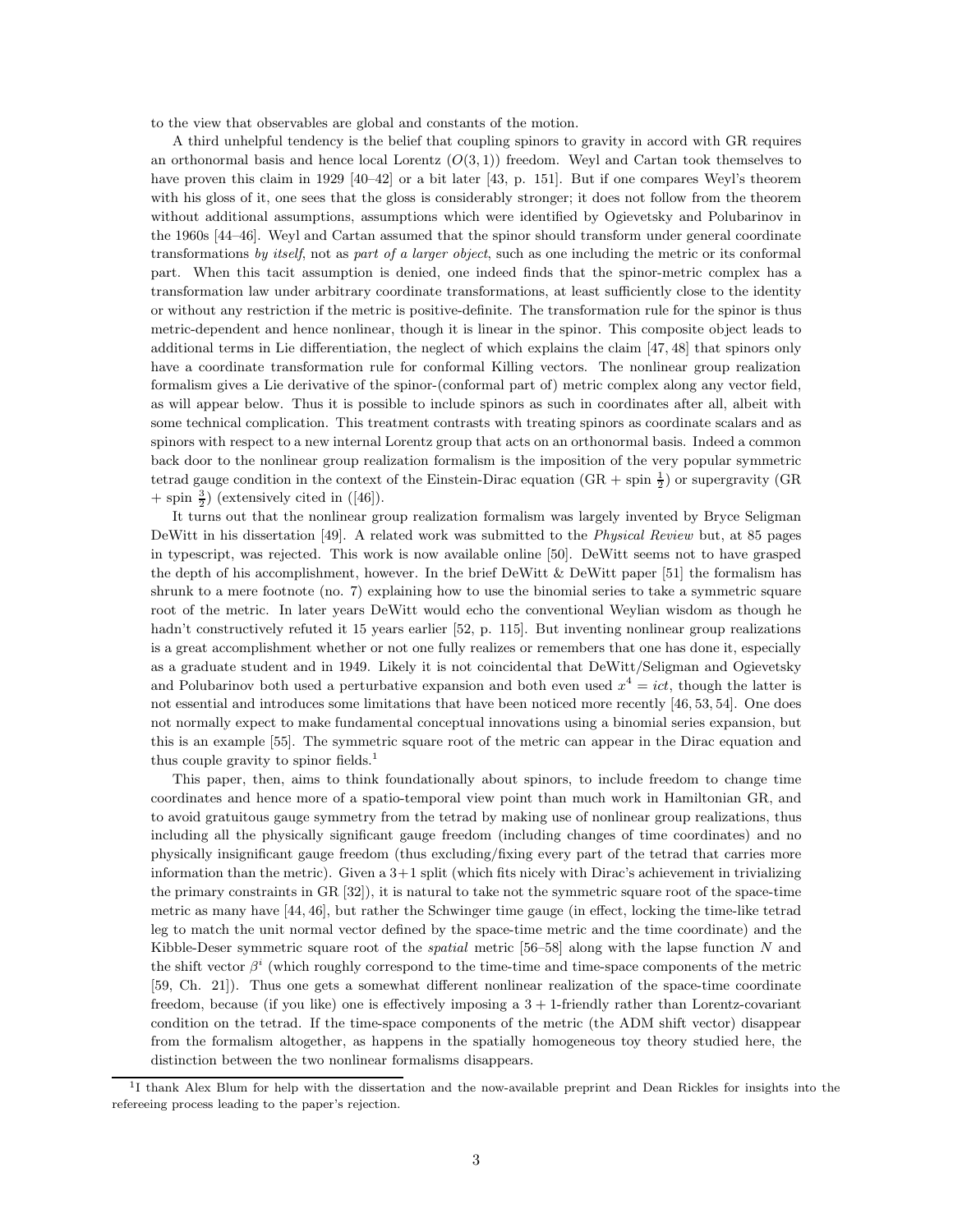to the view that observables are global and constants of the motion.

A third unhelpful tendency is the belief that coupling spinors to gravity in accord with GR requires an orthonormal basis and hence local Lorentz ($O(3,1)$) freedom. Weyl and Cartan took themselves to have proven this claim in 1929 [40–42] or a bit later [43, p. 151]. But if one compares Weyl's theorem with his gloss of it, one sees that the gloss is considerably stronger; it does not follow from the theorem without additional assumptions, assumptions which were identified by Ogievetsky and Polubarinov in the 1960s [44–46]. Weyl and Cartan assumed that the spinor should transform under general coordinate transformations *by itself*, not as *part of a larger object*, such as one including the metric or its conformal part. When this tacit assumption is denied, one indeed finds that the spinor-metric complex has a transformation law under arbitrary coordinate transformations, at least sufficiently close to the identity or without any restriction if the metric is positive-definite. The transformation rule for the spinor is thus metric-dependent and hence nonlinear, though it is linear in the spinor. This composite object leads to additional terms in Lie differentiation, the neglect of which explains the claim [47, 48] that spinors only have a coordinate transformation rule for conformal Killing vectors. The nonlinear group realization formalism gives a Lie derivative of the spinor-(conformal part of) metric complex along any vector field, as will appear below. Thus it is possible to include spinors as such in coordinates after all, albeit with some technical complication. This treatment contrasts with treating spinors as coordinate scalars and as spinors with respect to a new internal Lorentz group that acts on an orthonormal basis. Indeed a common back door to the nonlinear group realization formalism is the imposition of the very popular symmetric tetrad gauge condition in the context of the Einstein-Dirac equation (GR + spin $\frac{1}{2}$) or supergravity (GR + spin $\frac{3}{2}$) (extensively cited in ([46]).

It turns out that the nonlinear group realization formalism was largely invented by Bryce Seligman DeWitt in his dissertation [49]. A related work was submitted to the *Physical Review* but, at 85 pages in typescript, was rejected. This work is now available online [50]. DeWitt seems not to have grasped the depth of his accomplishment, however. In the brief DeWitt & DeWitt paper [51] the formalism has shrunk to a mere footnote (no. 7) explaining how to use the binomial series to take a symmetric square root of the metric. In later years DeWitt would echo the conventional Weylian wisdom as though he hadn't constructively refuted it 15 years earlier [52, p. 115]. But inventing nonlinear group realizations is a great accomplishment whether or not one fully realizes or remembers that one has done it, especially as a graduate student and in 1949. Likely it is not coincidental that DeWitt/Seligman and Ogievetsky and Polubarinov both used a perturbative expansion and both even used $x^4 = ict$, though the latter is not essential and introduces some limitations that have been noticed more recently [46, 53, 54]. One does not normally expect to make fundamental conceptual innovations using a binomial series expansion, but this is an example [55]. The symmetric square root of the metric can appear in the Dirac equation and thus couple gravity to spinor fields.[1]

This paper, then, aims to think foundationally about spinors, to include freedom to change time coordinates and hence more of a spatio-temporal view point than much work in Hamiltonian GR, and to avoid gratuitous gauge symmetry from the tetrad by making use of nonlinear group realizations, thus including all the physically significant gauge freedom (including changes of time coordinates) and no physically insignificant gauge freedom (thus excluding/fixing every part of the tetrad that carries more information than the metric). Given a 3+1 split (which fits nicely with Dirac's achievement in trivializing the primary constraints in GR [32]), it is natural to take not the symmetric square root of the space-time metric as many have [44, 46], but rather the Schwinger time gauge (in effect, locking the time-like tetrad leg to match the unit normal vector defined by the space-time metric and the time coordinate) and the Kibble-Deser symmetric square root of the *spatial* metric [56–58] along with the lapse function $N$ and the shift vector $\beta^i$ (which roughly correspond to the time-time and time-space components of the metric [59, Ch. 21]). Thus one gets a somewhat different nonlinear realization of the space-time coordinate freedom, because (if you like) one is effectively imposing a $3+1$-friendly rather than Lorentz-covariant condition on the tetrad. If the time-space components of the metric (the ADM shift vector) disappear from the formalism altogether, as happens in the spatially homogeneous toy theory studied here, the distinction between the two nonlinear formalisms disappears.

[1] I thank Alex Blum for help with the dissertation and the now-available preprint and Dean Rickles for insights into the refereeing process leading to the paper's rejection.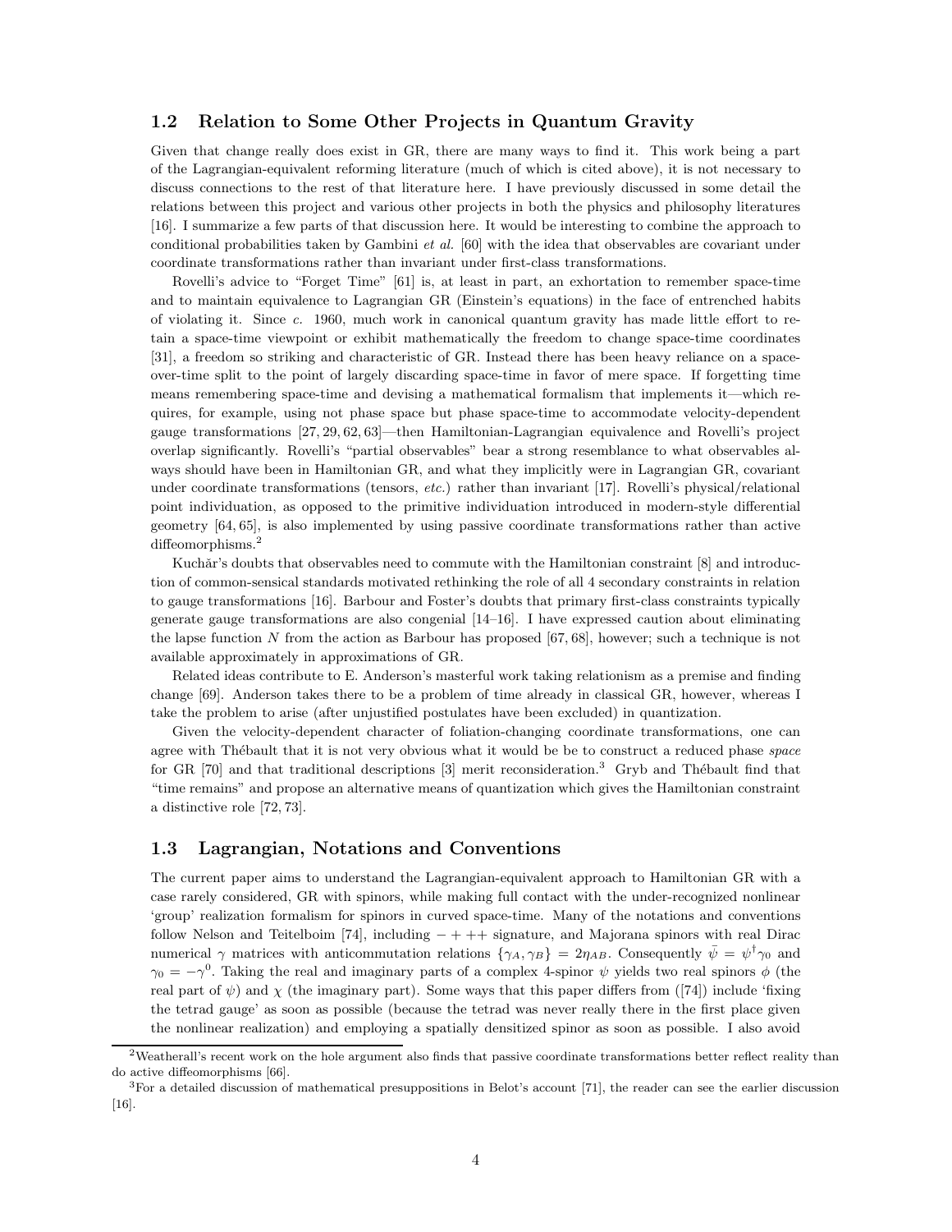## 1.2 Relation to Some Other Projects in Quantum Gravity

Given that change really does exist in GR, there are many ways to find it. This work being a part of the Lagrangian-equivalent reforming literature (much of which is cited above), it is not necessary to discuss connections to the rest of that literature here. I have previously discussed in some detail the relations between this project and various other projects in both the physics and philosophy literatures [16]. I summarize a few parts of that discussion here. It would be interesting to combine the approach to conditional probabilities taken by Gambini *et al.* [60] with the idea that observables are covariant under coordinate transformations rather than invariant under first-class transformations.

Rovelli's advice to "Forget Time" [61] is, at least in part, an exhortation to remember space-time and to maintain equivalence to Lagrangian GR (Einstein's equations) in the face of entrenched habits of violating it. Since *c.* 1960, much work in canonical quantum gravity has made little effort to retain a space-time viewpoint or exhibit mathematically the freedom to change space-time coordinates [31], a freedom so striking and characteristic of GR. Instead there has been heavy reliance on a space-over-time split to the point of largely discarding space-time in favor of mere space. If forgetting time means remembering space-time and devising a mathematical formalism that implements it—which requires, for example, using not phase space but phase space-time to accommodate velocity-dependent gauge transformations [27, 29, 62, 63]—then Hamiltonian-Lagrangian equivalence and Rovelli's project overlap significantly. Rovelli's "partial observables" bear a strong resemblance to what observables always should have been in Hamiltonian GR, and what they implicitly were in Lagrangian GR, covariant under coordinate transformations (tensors, *etc.*) rather than invariant [17]. Rovelli's physical/relational point individuation, as opposed to the primitive individuation introduced in modern-style differential geometry [64, 65], is also implemented by using passive coordinate transformations rather than active diffeomorphisms.[2]

Kuchǎr's doubts that observables need to commute with the Hamiltonian constraint [8] and introduction of common-sensical standards motivated rethinking the role of all 4 secondary constraints in relation to gauge transformations [16]. Barbour and Foster's doubts that primary first-class constraints typically generate gauge transformations are also congenial [14–16]. I have expressed caution about eliminating the lapse function $N$ from the action as Barbour has proposed [67, 68], however; such a technique is not available approximately in approximations of GR.

Related ideas contribute to E. Anderson's masterful work taking relationism as a premise and finding change [69]. Anderson takes there to be a problem of time already in classical GR, however, whereas I take the problem to arise (after unjustified postulates have been excluded) in quantization.

Given the velocity-dependent character of foliation-changing coordinate transformations, one can agree with Thébault that it is not very obvious what it would be be to construct a reduced phase *space* for GR [70] and that traditional descriptions [3] merit reconsideration.[3] Gryb and Thébault find that "time remains" and propose an alternative means of quantization which gives the Hamiltonian constraint a distinctive role [72, 73].

## 1.3 Lagrangian, Notations and Conventions

The current paper aims to understand the Lagrangian-equivalent approach to Hamiltonian GR with a case rarely considered, GR with spinors, while making full contact with the under-recognized nonlinear 'group' realization formalism for spinors in curved space-time. Many of the notations and conventions follow Nelson and Teitelboim [74], including $-+++$ signature, and Majorana spinors with real Dirac numerical $\gamma$ matrices with anticommutation relations $\{\gamma_A, \gamma_B\} = 2\eta_{AB}$. Consequently $\bar{\psi} = \psi^\dagger \gamma_0$ and $\gamma_0 = -\gamma^0$. Taking the real and imaginary parts of a complex 4-spinor $\psi$ yields two real spinors $\phi$ (the real part of $\psi$) and $\chi$ (the imaginary part). Some ways that this paper differs from ([74]) include 'fixing the tetrad gauge' as soon as possible (because the tetrad was never really there in the first place given the nonlinear realization) and employing a spatially densitized spinor as soon as possible. I also avoid

[2] Weatherall's recent work on the hole argument also finds that passive coordinate transformations better reflect reality than do active diffeomorphisms [66].

[3] For a detailed discussion of mathematical presuppositions in Belot's account [71], the reader can see the earlier discussion [16].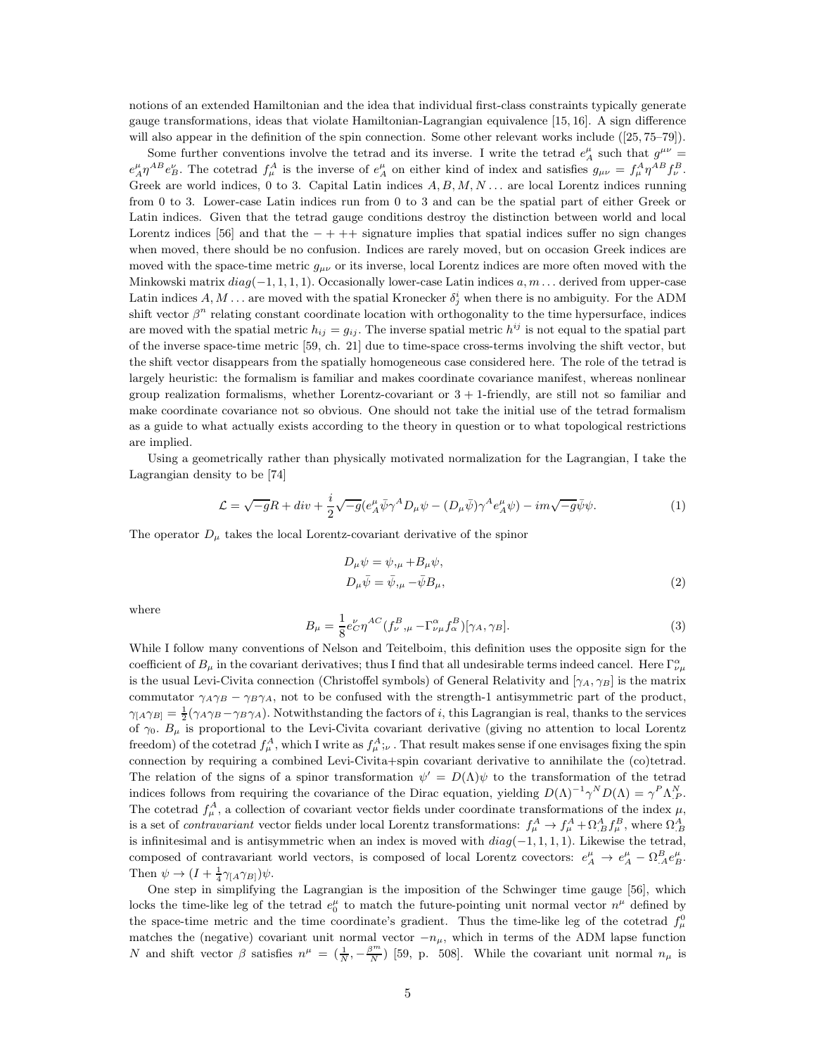notions of an extended Hamiltonian and the idea that individual first-class constraints typically generate gauge transformations, ideas that violate Hamiltonian-Lagrangian equivalence [15, 16]. A sign difference will also appear in the definition of the spin connection. Some other relevant works include ([25, 75–79]).

Some further conventions involve the tetrad and its inverse. I write the tetrad $e^{\mu}_{A}$ such that $g^{\mu\nu} = e^{\mu}_{A}\eta^{AB}e^{\nu}_{B}$. The cotetrad $f^{A}_{\mu}$ is the inverse of $e^{\mu}_{A}$ on either kind of index and satisfies $g_{\mu\nu} = f^{A}_{\mu}\eta^{AB}f^{B}_{\nu}$. Greek are world indices, 0 to 3. Capital Latin indices $A, B, M, N\ldots$ are local Lorentz indices running from 0 to 3. Lower-case Latin indices run from 0 to 3 and can be the spatial part of either Greek or Latin indices. Given that the tetrad gauge conditions destroy the distinction between world and local Lorentz indices [56] and that the $-+++$ signature implies that spatial indices suffer no sign changes when moved, there should be no confusion. Indices are rarely moved, but on occasion Greek indices are moved with the space-time metric $g_{\mu\nu}$ or its inverse, local Lorentz indices are more often moved with the Minkowski matrix $diag(-1, 1, 1, 1)$. Occasionally lower-case Latin indices $a, m\ldots$ derived from upper-case Latin indices $A, M\ldots$ are moved with the spatial Kronecker $\delta^{i}_{j}$ when there is no ambiguity. For the ADM shift vector $\beta^{n}$ relating constant coordinate location with orthogonality to the time hypersurface, indices are moved with the spatial metric $h_{ij} = g_{ij}$. The inverse spatial metric $h^{ij}$ is not equal to the spatial part of the inverse space-time metric [59, ch. 21] due to time-space cross-terms involving the shift vector, but the shift vector disappears from the spatially homogeneous case considered here. The role of the tetrad is largely heuristic: the formalism is familiar and makes coordinate covariance manifest, whereas nonlinear group realization formalisms, whether Lorentz-covariant or $3+1$-friendly, are still not so familiar and make coordinate covariance not so obvious. One should not take the initial use of the tetrad formalism as a guide to what actually exists according to the theory in question or to what topological restrictions are implied.

Using a geometrically rather than physically motivated normalization for the Lagrangian, I take the Lagrangian density to be [74]

$$\mathcal{L} = \sqrt{-g}R + div + \frac{i}{2}\sqrt{-g}(e^{\mu}_{A}\bar{\psi}\gamma^{A}D_{\mu}\psi - (D_{\mu}\bar{\psi})\gamma^{A}e^{\mu}_{A}\psi) - im\sqrt{-g}\bar{\psi}\psi. \tag{1}$$

The operator $D_{\mu}$ takes the local Lorentz-covariant derivative of the spinor

$$\begin{aligned} D_{\mu}\psi &= \psi,_{\mu} + B_{\mu}\psi, \\ D_{\mu}\bar{\psi} &= \bar{\psi},_{\mu} - \bar{\psi}B_{\mu}, \end{aligned} \tag{2}$$

where

$$B_{\mu} = \frac{1}{8}e^{\nu}_{C}\eta^{AC}(f^{B}_{\nu},_{\mu} - \Gamma^{\alpha}_{\nu\mu}f^{B}_{\alpha})[\gamma_{A}, \gamma_{B}]. \tag{3}$$

While I follow many conventions of Nelson and Teitelboim, this definition uses the opposite sign for the coefficient of $B_{\mu}$ in the covariant derivatives; thus I find that all undesirable terms indeed cancel. Here $\Gamma^{\alpha}_{\nu\mu}$ is the usual Levi-Civita connection (Christoffel symbols) of General Relativity and $[\gamma_{A}, \gamma_{B}]$ is the matrix commutator $\gamma_{A}\gamma_{B} - \gamma_{B}\gamma_{A}$, not to be confused with the strength-1 antisymmetric part of the product, $\gamma_{[A}\gamma_{B]} = \frac{1}{2}(\gamma_{A}\gamma_{B} - \gamma_{B}\gamma_{A})$. Notwithstanding the factors of $i$, this Lagrangian is real, thanks to the services of $\gamma_{0}$. $B_{\mu}$ is proportional to the Levi-Civita covariant derivative (giving no attention to local Lorentz freedom) of the cotetrad $f^{A}_{\mu}$, which I write as $f^{A}_{\mu};_{\nu}$. That result makes sense if one envisages fixing the spin connection by requiring a combined Levi-Civita+spin covariant derivative to annihilate the (co)tetrad. The relation of the signs of a spinor transformation $\psi' = D(\Lambda)\psi$ to the transformation of the tetrad indices follows from requiring the covariance of the Dirac equation, yielding $D(\Lambda)^{-1}\gamma^{N}D(\Lambda) = \gamma^{P}\Lambda^{N}_{.P}$. The cotetrad $f^{A}_{\mu}$, a collection of covariant vector fields under coordinate transformations of the index $\mu$, is a set of *contravariant* vector fields under local Lorentz transformations: $f^{A}_{\mu} \to f^{A}_{\mu} + \Omega^{A}_{.B}f^{B}_{\mu}$, where $\Omega^{A}_{.B}$ is infinitesimal and is antisymmetric when an index is moved with $diag(-1, 1, 1, 1)$. Likewise the tetrad, composed of contravariant world vectors, is composed of local Lorentz covectors: $e^{\mu}_{A} \to e^{\mu}_{A} - \Omega^{B}_{.A}e^{\mu}_{B}$. Then $\psi \to (I + \frac{1}{4}\gamma_{[A}\gamma_{B]})\psi$.

One step in simplifying the Lagrangian is the imposition of the Schwinger time gauge [56], which locks the time-like leg of the tetrad $e^{\mu}_{0}$ to match the future-pointing unit normal vector $n^{\mu}$ defined by the space-time metric and the time coordinate's gradient. Thus the time-like leg of the cotetrad $f^{0}_{\mu}$ matches the (negative) covariant unit normal vector $-n_{\mu}$, which in terms of the ADM lapse function $N$ and shift vector $\beta$ satisfies $n^{\mu} = (\frac{1}{N}, -\frac{\beta^{m}}{N})$ [59, p. 508]. While the covariant unit normal $n_{\mu}$ is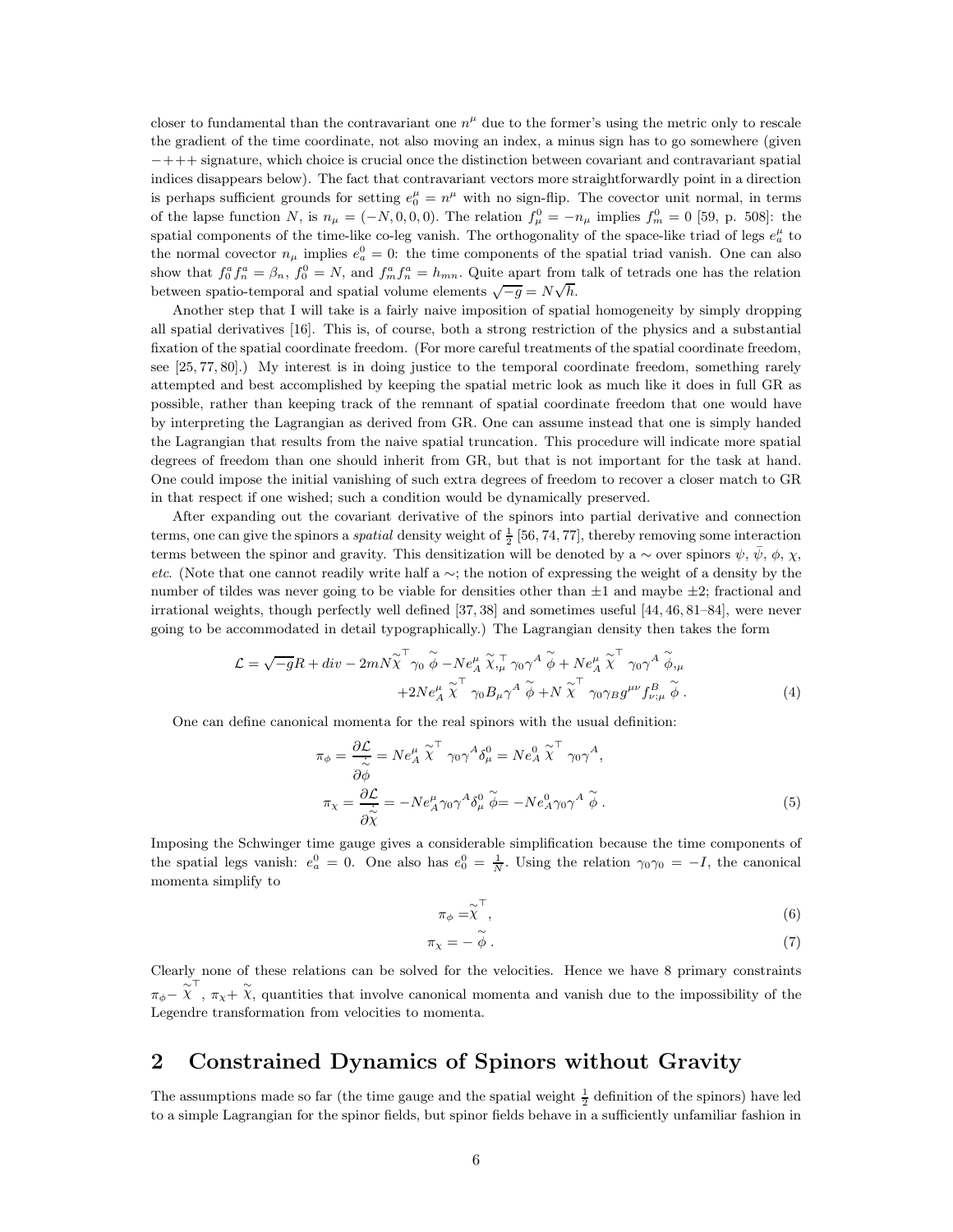closer to fundamental than the contravariant one $n^\mu$ due to the former's using the metric only to rescale the gradient of the time coordinate, not also moving an index, a minus sign has to go somewhere (given $-+++$ signature, which choice is crucial once the distinction between covariant and contravariant spatial indices disappears below). The fact that contravariant vectors more straightforwardly point in a direction is perhaps sufficient grounds for setting $e^\mu_0 = n^\mu$ with no sign-flip. The covector unit normal, in terms of the lapse function $N$, is $n_\mu = (-N, 0, 0, 0)$. The relation $f^0_\mu = -n_\mu$ implies $f^0_m = 0$ [59, p. 508]: the spatial components of the time-like co-leg vanish. The orthogonality of the space-like triad of legs $e^\mu_a$ to the normal covector $n_\mu$ implies $e^0_a = 0$: the time components of the spatial triad vanish. One can also show that $f^a_0 f^a_n = \beta_n$, $f^0_0 = N$, and $f^a_m f^a_n = h_{mn}$. Quite apart from talk of tetrads one has the relation between spatio-temporal and spatial volume elements $\sqrt{-g} = N\sqrt{h}$.

Another step that I will take is a fairly naive imposition of spatial homogeneity by simply dropping all spatial derivatives [16]. This is, of course, both a strong restriction of the physics and a substantial fixation of the spatial coordinate freedom. (For more careful treatments of the spatial coordinate freedom, see [25, 77, 80].) My interest is in doing justice to the temporal coordinate freedom, something rarely attempted and best accomplished by keeping the spatial metric look as much like it does in full GR as possible, rather than keeping track of the remnant of spatial coordinate freedom that one would have by interpreting the Lagrangian as derived from GR. One can assume instead that one is simply handed the Lagrangian that results from the naive spatial truncation. This procedure will indicate more spatial degrees of freedom than one should inherit from GR, but that is not important for the task at hand. One could impose the initial vanishing of such extra degrees of freedom to recover a closer match to GR in that respect if one wished; such a condition would be dynamically preserved.

After expanding out the covariant derivative of the spinors into partial derivative and connection terms, one can give the spinors a *spatial* density weight of $\frac{1}{2}$ [56, 74, 77], thereby removing some interaction terms between the spinor and gravity. This densitization will be denoted by a $\sim$ over spinors $\psi$, $\bar{\psi}$, $\phi$, $\chi$, *etc.* (Note that one cannot readily write half a $\sim$; the notion of expressing the weight of a density by the number of tildes was never going to be viable for densities other than $\pm 1$ and maybe $\pm 2$; fractional and irrational weights, though perfectly well defined [37, 38] and sometimes useful [44, 46, 81–84], were never going to be accommodated in detail typographically.) The Lagrangian density then takes the form

$$
\begin{aligned}
\mathcal{L} = \sqrt{-g}R + div - 2mN\tilde{\chi}^\top \gamma_0 \tilde{\phi} - Ne^\mu_A \tilde{\chi}^\top_{,\mu} \gamma_0 \gamma^A \tilde{\phi} + Ne^\mu_A \tilde{\chi}^\top \gamma_0 \gamma^A \tilde{\phi}_{,\mu} \\
+ 2Ne^\mu_A \tilde{\chi}^\top \gamma_0 B_\mu \gamma^A \tilde{\phi} + N \tilde{\chi}^\top \gamma_0 \gamma_B g^{\mu\nu} f^B_{\nu;\mu} \tilde{\phi} \,.
\end{aligned} \tag{4}
$$

One can define canonical momenta for the real spinors with the usual definition:

$$
\begin{aligned}
\pi_\phi &= \frac{\partial \mathcal{L}}{\partial \dot{\tilde{\phi}}} = Ne^\mu_A \tilde{\chi}^\top \gamma_0 \gamma^A \delta^0_\mu = Ne^0_A \tilde{\chi}^\top \gamma_0 \gamma^A, \\
\pi_\chi &= \frac{\partial \mathcal{L}}{\partial \dot{\tilde{\chi}}} = -Ne^\mu_A \gamma_0 \gamma^A \delta^0_\mu \tilde{\phi} = -Ne^0_A \gamma_0 \gamma^A \tilde{\phi} \,.
\end{aligned} \tag{5}
$$

Imposing the Schwinger time gauge gives a considerable simplification because the time components of the spatial legs vanish: $e^0_a = 0$. One also has $e^0_0 = \frac{1}{N}$. Using the relation $\gamma_0 \gamma_0 = -I$, the canonical momenta simplify to

$$
\pi_\phi = \tilde{\chi}^\top, \tag{6}
$$

$$
\pi_\chi = -\tilde{\phi} \,. \tag{7}
$$

Clearly none of these relations can be solved for the velocities. Hence we have 8 primary constraints $\pi_\phi - \tilde{\chi}^\top$, $\pi_\chi + \tilde{\chi}$, quantities that involve canonical momenta and vanish due to the impossibility of the Legendre transformation from velocities to momenta.

## 2 Constrained Dynamics of Spinors without Gravity

The assumptions made so far (the time gauge and the spatial weight $\frac{1}{2}$ definition of the spinors) have led to a simple Lagrangian for the spinor fields, but spinor fields behave in a sufficiently unfamiliar fashion in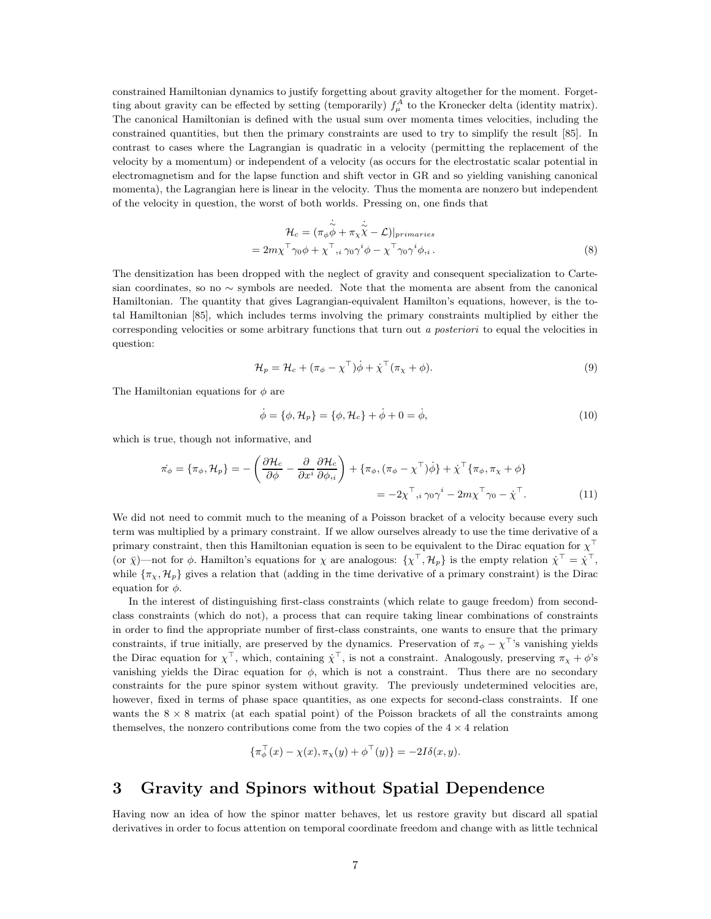constrained Hamiltonian dynamics to justify forgetting about gravity altogether for the moment. Forgetting about gravity can be effected by setting (temporarily) $f^A_\mu$ to the Kronecker delta (identity matrix). The canonical Hamiltonian is defined with the usual sum over momenta times velocities, including the constrained quantities, but then the primary constraints are used to try to simplify the result [85]. In contrast to cases where the Lagrangian is quadratic in a velocity (permitting the replacement of the velocity by a momentum) or independent of a velocity (as occurs for the electrostatic scalar potential in electromagnetism and for the lapse function and shift vector in GR and so yielding vanishing canonical momenta), the Lagrangian here is linear in the velocity. Thus the momenta are nonzero but independent of the velocity in question, the worst of both worlds. Pressing on, one finds that

$$
\begin{aligned}
\mathcal{H}_c &= (\pi_\phi \dot{\tilde{\phi}} + \pi_\chi \dot{\tilde{\chi}} - \mathcal{L})|_{primaries} \\
&= 2m\chi^\top \gamma_0 \phi + \chi^\top{}_{,i}\, \gamma_0 \gamma^i \phi - \chi^\top \gamma_0 \gamma^i \phi_{,i}\,. \qquad (8)
\end{aligned}
$$

The densitization has been dropped with the neglect of gravity and consequent specialization to Cartesian coordinates, so no $\sim$ symbols are needed. Note that the momenta are absent from the canonical Hamiltonian. The quantity that gives Lagrangian-equivalent Hamilton's equations, however, is the total Hamiltonian [85], which includes terms involving the primary constraints multiplied by either the corresponding velocities or some arbitrary functions that turn out *a posteriori* to equal the velocities in question:

$$
\mathcal{H}_p = \mathcal{H}_c + (\pi_\phi - \chi^\top)\dot{\phi} + \dot{\chi}^\top(\pi_\chi + \phi). \qquad (9)
$$

The Hamiltonian equations for $\phi$ are

$$
\dot{\phi} = \{\phi, \mathcal{H}_p\} = \{\phi, \mathcal{H}_c\} + \dot{\phi} + 0 = \dot{\phi}, \qquad (10)
$$

which is true, though not informative, and

$$
\begin{aligned}
\dot{\pi_\phi} = \{\pi_\phi, \mathcal{H}_p\} &= -\left(\frac{\partial \mathcal{H}_c}{\partial \phi} - \frac{\partial}{\partial x^i}\frac{\partial \mathcal{H}_c}{\partial \phi_{,i}}\right) + \{\pi_\phi, (\pi_\phi - \chi^\top)\dot{\phi}\} + \dot{\chi}^\top\{\pi_\phi, \pi_\chi + \phi\} \\
&= -2\chi^\top{}_{,i}\,\gamma_0\gamma^i - 2m\chi^\top\gamma_0 - \dot{\chi}^\top. \qquad (11)
\end{aligned}
$$

We did not need to commit much to the meaning of a Poisson bracket of a velocity because every such term was multiplied by a primary constraint. If we allow ourselves already to use the time derivative of a primary constraint, then this Hamiltonian equation is seen to be equivalent to the Dirac equation for $\chi^\top$ (or $\bar{\chi}$)—not for $\phi$. Hamilton's equations for $\chi$ are analogous: $\{\chi^\top, \mathcal{H}_p\}$ is the empty relation $\dot{\chi}^\top = \dot{\chi}^\top$, while $\{\pi_\chi, \mathcal{H}_p\}$ gives a relation that (adding in the time derivative of a primary constraint) is the Dirac equation for $\phi$.

In the interest of distinguishing first-class constraints (which relate to gauge freedom) from second-class constraints (which do not), a process that can require taking linear combinations of constraints in order to find the appropriate number of first-class constraints, one wants to ensure that the primary constraints, if true initially, are preserved by the dynamics. Preservation of $\pi_\phi - \chi^\top$'s vanishing yields the Dirac equation for $\chi^\top$, which, containing $\dot{\chi}^\top$, is not a constraint. Analogously, preserving $\pi_\chi + \phi$'s vanishing yields the Dirac equation for $\phi$, which is not a constraint. Thus there are no secondary constraints for the pure spinor system without gravity. The previously undetermined velocities are, however, fixed in terms of phase space quantities, as one expects for second-class constraints. If one wants the $8 \times 8$ matrix (at each spatial point) of the Poisson brackets of all the constraints among themselves, the nonzero contributions come from the two copies of the $4 \times 4$ relation

$$
\{\pi_\phi^\top(x) - \chi(x), \pi_\chi(y) + \phi^\top(y)\} = -2I\delta(x, y).
$$

## 3 Gravity and Spinors without Spatial Dependence

Having now an idea of how the spinor matter behaves, let us restore gravity but discard all spatial derivatives in order to focus attention on temporal coordinate freedom and change with as little technical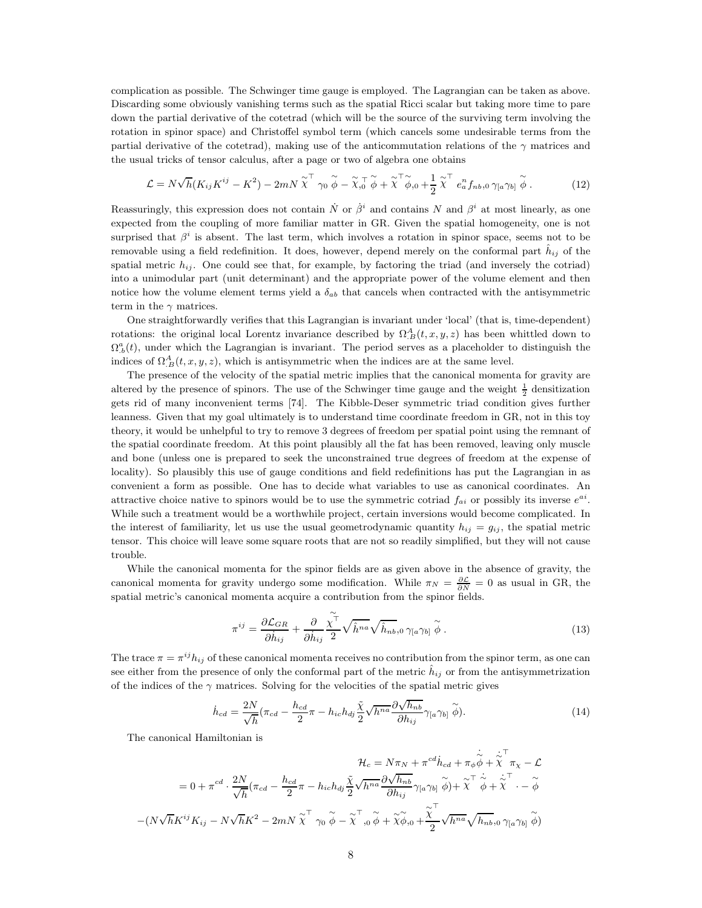complication as possible. The Schwinger time gauge is employed. The Lagrangian can be taken as above. Discarding some obviously vanishing terms such as the spatial Ricci scalar but taking more time to pare down the partial derivative of the cotetrad (which will be the source of the surviving term involving the rotation in spinor space) and Christoffel symbol term (which cancels some undesirable terms from the partial derivative of the cotetrad), making use of the anticommutation relations of the $\gamma$ matrices and the usual tricks of tensor calculus, after a page or two of algebra one obtains

$$\mathcal{L} = N\sqrt{h}(K_{ij}K^{ij} - K^2) - 2mN \overset{\sim}{\chi}^{\top} \gamma_0 \overset{\sim}{\phi} - \overset{\sim}{\chi}_{,0}^{\top} \overset{\sim}{\phi} + \overset{\sim}{\chi}^{\top} \overset{\sim}{\phi}_{,0} + \frac{1}{2} \overset{\sim}{\chi}^{\top} e^n_a f_{nb,0}\, \gamma_{[a}\gamma_{b]} \overset{\sim}{\phi} \,. \tag{12}$$

Reassuringly, this expression does not contain $\dot{N}$ or $\dot{\beta}^i$ and contains $N$ and $\beta^i$ at most linearly, as one expected from the coupling of more familiar matter in GR. Given the spatial homogeneity, one is not surprised that $\beta^i$ is absent. The last term, which involves a rotation in spinor space, seems not to be removable using a field redefinition. It does, however, depend merely on the conformal part $\hat{h}_{ij}$ of the spatial metric $h_{ij}$. One could see that, for example, by factoring the triad (and inversely the cotriad) into a unimodular part (unit determinant) and the appropriate power of the volume element and then notice how the volume element terms yield a $\delta_{ab}$ that cancels when contracted with the antisymmetric term in the $\gamma$ matrices.

One straightforwardly verifies that this Lagrangian is invariant under 'local' (that is, time-dependent) rotations: the original local Lorentz invariance described by $\Omega^A_{.B}(t,x,y,z)$ has been whittled down to $\Omega^a_{.b}(t)$, under which the Lagrangian is invariant. The period serves as a placeholder to distinguish the indices of $\Omega^A_{.B}(t,x,y,z)$, which is antisymmetric when the indices are at the same level.

The presence of the velocity of the spatial metric implies that the canonical momenta for gravity are altered by the presence of spinors. The use of the Schwinger time gauge and the weight $\frac{1}{2}$ densitization gets rid of many inconvenient terms [74]. The Kibble-Deser symmetric triad condition gives further leanness. Given that my goal ultimately is to understand time coordinate freedom in GR, not in this toy theory, it would be unhelpful to try to remove 3 degrees of freedom per spatial point using the remnant of the spatial coordinate freedom. At this point plausibly all the fat has been removed, leaving only muscle and bone (unless one is prepared to seek the unconstrained true degrees of freedom at the expense of locality). So plausibly this use of gauge conditions and field redefinitions has put the Lagrangian in as convenient a form as possible. One has to decide what variables to use as canonical coordinates. An attractive choice native to spinors would be to use the symmetric cotriad $f_{ai}$ or possibly its inverse $e^{ai}$. While such a treatment would be a worthwhile project, certain inversions would become complicated. In the interest of familiarity, let us use the usual geometrodynamic quantity $h_{ij} = g_{ij}$, the spatial metric tensor. This choice will leave some square roots that are not so readily simplified, but they will not cause trouble.

While the canonical momenta for the spinor fields are as given above in the absence of gravity, the canonical momenta for gravity undergo some modification. While $\pi_N = \frac{\partial \mathcal{L}}{\partial \dot{N}} = 0$ as usual in GR, the spatial metric's canonical momenta acquire a contribution from the spinor fields.

$$\pi^{ij} = \frac{\partial \mathcal{L}_{GR}}{\partial \dot{h}_{ij}} + \frac{\partial}{\partial \dot{h}_{ij}} \frac{\overset{\sim}{\chi}^{\top}}{2} \sqrt{\hat{h}^{na}} \sqrt{\hat{h}_{nb}}{}_{,0}\, \gamma_{[a}\gamma_{b]} \overset{\sim}{\phi} \,. \tag{13}$$

The trace $\pi = \pi^{ij}h_{ij}$ of these canonical momenta receives no contribution from the spinor term, as one can see either from the presence of only the conformal part of the metric $\hat{h}_{ij}$ or from the antisymmetrization of the indices of the $\gamma$ matrices. Solving for the velocities of the spatial metric gives

$$\dot{h}_{cd} = \frac{2N}{\sqrt{h}} \left(\pi_{cd} - \frac{h_{cd}}{2}\pi - h_{ic}h_{dj} \frac{\tilde{\chi}}{2} \sqrt{h^{na}} \frac{\partial \sqrt{h_{nb}}}{\partial h_{ij}} \gamma_{[a}\gamma_{b]} \overset{\sim}{\phi}\right). \tag{14}$$

The canonical Hamiltonian is

$$\begin{aligned}
\mathcal{H}_c &= N\pi_N + \pi^{cd}\dot{h}_{cd} + \pi_\phi \dot{\overset{\sim}{\phi}} + \dot{\overset{\sim}{\chi}}^{\top} \pi_\chi - \mathcal{L} \\
&= 0 + \pi^{cd} \cdot \frac{2N}{\sqrt{h}} \left(\pi_{cd} - \frac{h_{cd}}{2}\pi - h_{ic}h_{dj} \frac{\tilde{\chi}}{2} \sqrt{h^{na}} \frac{\partial \sqrt{h_{nb}}}{\partial h_{ij}} \gamma_{[a}\gamma_{b]} \overset{\sim}{\phi}\right) + \overset{\sim}{\chi}^{\top} \dot{\overset{\sim}{\phi}} + \dot{\overset{\sim}{\chi}}^{\top} \cdot - \overset{\sim}{\phi} \\
&\quad - (N\sqrt{h}K^{ij}K_{ij} - N\sqrt{h}K^2 - 2mN \overset{\sim}{\chi}^{\top} \gamma_0 \overset{\sim}{\phi} - \overset{\sim}{\chi}^{\top}{}_{,0} \overset{\sim}{\phi} + \overset{\sim}{\chi}\overset{\sim}{\phi}_{,0} + \frac{\overset{\sim}{\chi}^{\top}}{2} \sqrt{h^{na}} \sqrt{h_{nb}}{}_{,0}\, \gamma_{[a}\gamma_{b]} \overset{\sim}{\phi})
\end{aligned}$$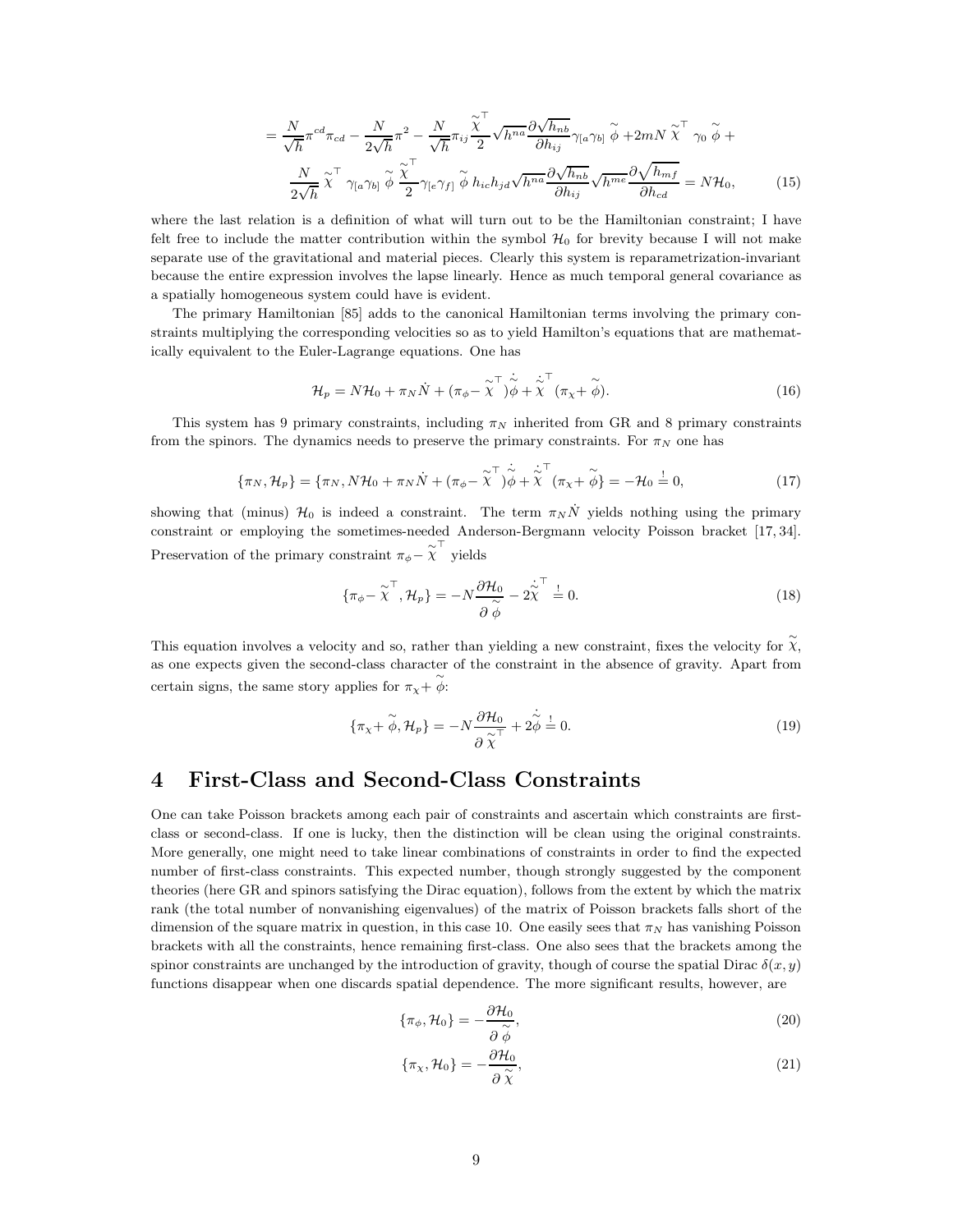$$= \frac{N}{\sqrt{h}}\pi^{cd}\pi_{cd} - \frac{N}{2\sqrt{h}}\pi^2 - \frac{N}{\sqrt{h}}\pi_{ij}\frac{\tilde{\chi}^{\top}}{2}\sqrt{h^{na}}\frac{\partial\sqrt{h_{nb}}}{\partial h_{ij}}\gamma_{[a}\gamma_{b]}\,\tilde{\phi} + 2mN\,\tilde{\chi}^{\top}\,\gamma_0\,\tilde{\phi} +$$

$$\frac{N}{2\sqrt{h}}\,\tilde{\chi}^{\top}\,\gamma_{[a}\gamma_{b]}\,\tilde{\phi}\,\frac{\tilde{\chi}^{\top}}{2}\gamma_{[e}\gamma_{f]}\,\tilde{\phi}\,h_{ic}h_{jd}\sqrt{h^{na}}\frac{\partial\sqrt{h_{nb}}}{\partial h_{ij}}\sqrt{h^{me}}\frac{\partial\sqrt{h_{mf}}}{\partial h_{cd}} = N\mathcal{H}_0, \tag{15}$$

where the last relation is a definition of what will turn out to be the Hamiltonian constraint; I have felt free to include the matter contribution within the symbol $\mathcal{H}_0$ for brevity because I will not make separate use of the gravitational and material pieces. Clearly this system is reparametrization-invariant because the entire expression involves the lapse linearly. Hence as much temporal general covariance as a spatially homogeneous system could have is evident.

The primary Hamiltonian [85] adds to the canonical Hamiltonian terms involving the primary constraints multiplying the corresponding velocities so as to yield Hamilton's equations that are mathematically equivalent to the Euler-Lagrange equations. One has

$$\mathcal{H}_p = N\mathcal{H}_0 + \pi_N\dot{N} + (\pi_\phi - \tilde{\chi}^{\top})\dot{\tilde{\phi}} + \dot{\tilde{\chi}}^{\top}(\pi_\chi + \tilde{\phi}). \tag{16}$$

This system has 9 primary constraints, including $\pi_N$ inherited from GR and 8 primary constraints from the spinors. The dynamics needs to preserve the primary constraints. For $\pi_N$ one has

$$\{\pi_N, \mathcal{H}_p\} = \{\pi_N, N\mathcal{H}_0 + \pi_N\dot{N} + (\pi_\phi - \tilde{\chi}^{\top})\dot{\tilde{\phi}} + \dot{\tilde{\chi}}^{\top}(\pi_\chi + \tilde{\phi}\} = -\mathcal{H}_0 \stackrel{!}{=} 0, \tag{17}$$

showing that (minus) $\mathcal{H}_0$ is indeed a constraint. The term $\pi_N\dot{N}$ yields nothing using the primary constraint or employing the sometimes-needed Anderson-Bergmann velocity Poisson bracket [17, 34]. Preservation of the primary constraint $\pi_\phi - \tilde{\chi}^{\top}$ yields

$$\{\pi_\phi - \tilde{\chi}^{\top}, \mathcal{H}_p\} = -N\frac{\partial\mathcal{H}_0}{\partial\,\tilde{\phi}} - 2\dot{\tilde{\chi}}^{\top} \stackrel{!}{=} 0. \tag{18}$$

This equation involves a velocity and so, rather than yielding a new constraint, fixes the velocity for $\tilde{\chi}$, as one expects given the second-class character of the constraint in the absence of gravity. Apart from certain signs, the same story applies for $\pi_\chi + \tilde{\phi}$:

$$\{\pi_\chi + \tilde{\phi}, \mathcal{H}_p\} = -N\frac{\partial\mathcal{H}_0}{\partial\,\tilde{\chi}^{\top}} + 2\dot{\tilde{\phi}} \stackrel{!}{=} 0. \tag{19}$$

# 4 First-Class and Second-Class Constraints

One can take Poisson brackets among each pair of constraints and ascertain which constraints are first-class or second-class. If one is lucky, then the distinction will be clean using the original constraints. More generally, one might need to take linear combinations of constraints in order to find the expected number of first-class constraints. This expected number, though strongly suggested by the component theories (here GR and spinors satisfying the Dirac equation), follows from the extent by which the matrix rank (the total number of nonvanishing eigenvalues) of the matrix of Poisson brackets falls short of the dimension of the square matrix in question, in this case 10. One easily sees that $\pi_N$ has vanishing Poisson brackets with all the constraints, hence remaining first-class. One also sees that the brackets among the spinor constraints are unchanged by the introduction of gravity, though of course the spatial Dirac $\delta(x, y)$ functions disappear when one discards spatial dependence. The more significant results, however, are

$$\{\pi_\phi, \mathcal{H}_0\} = -\frac{\partial\mathcal{H}_0}{\partial\,\tilde{\phi}}, \tag{20}$$

$$\{\pi_\chi, \mathcal{H}_0\} = -\frac{\partial\mathcal{H}_0}{\partial\,\tilde{\chi}}, \tag{21}$$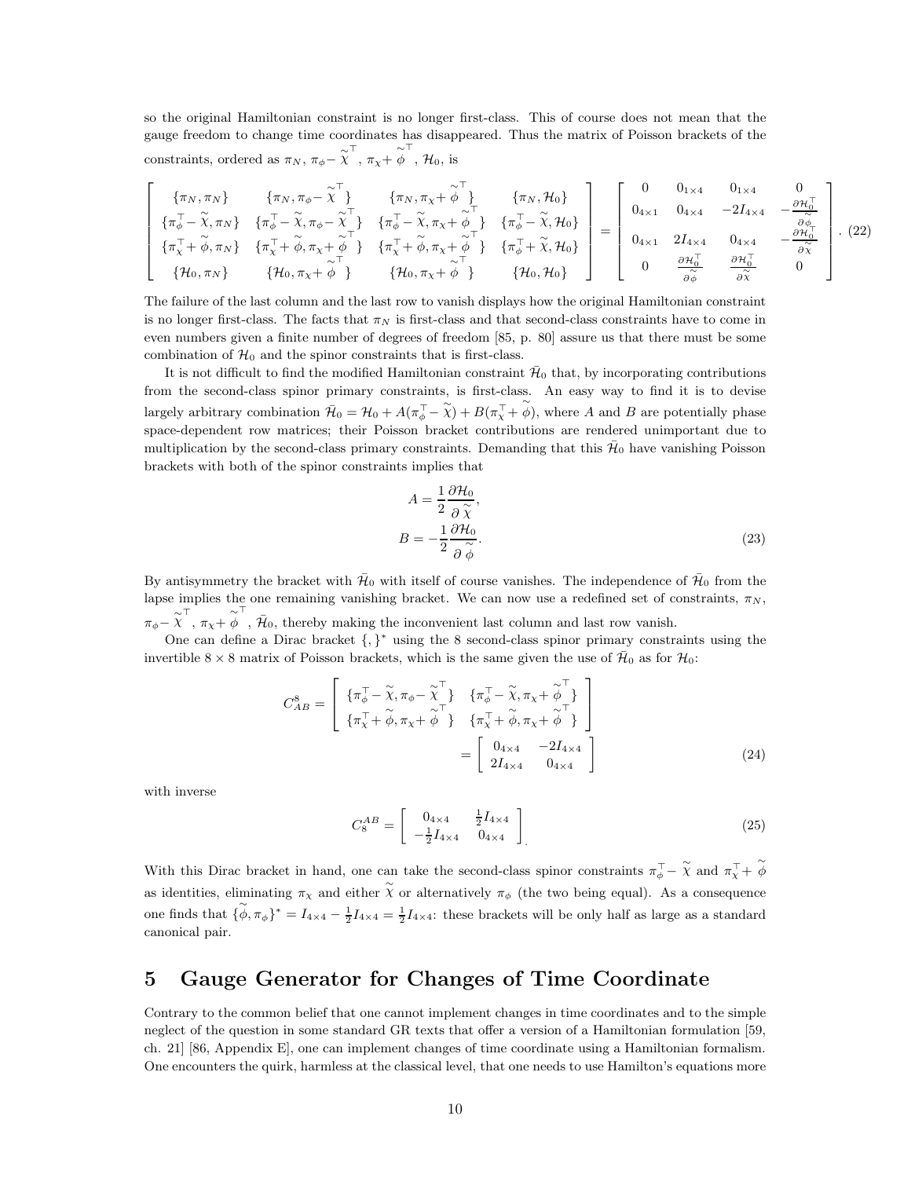so the original Hamiltonian constraint is no longer first-class. This of course does not mean that the gauge freedom to change time coordinates has disappeared. Thus the matrix of Poisson brackets of the constraints, ordered as $\pi_N$, $\pi_\phi - \overset{\sim}{\chi}^\top$, $\pi_\chi + \overset{\sim}{\phi}^\top$, $\mathcal{H}_0$, is

$$
\left[ \begin{array}{cccc}
\{\pi_N, \pi_N\} & \{\pi_N, \pi_\phi - \overset{\sim}{\chi}^\top\} & \{\pi_N, \pi_\chi + \overset{\sim}{\phi}^\top\} & \{\pi_N, \mathcal{H}_0\} \\
\{\pi_\phi^\top - \overset{\sim}{\chi}, \pi_N\} & \{\pi_\phi^\top - \overset{\sim}{\chi}, \pi_\phi - \overset{\sim}{\chi}^\top\} & \{\pi_\phi^\top - \overset{\sim}{\chi}, \pi_\chi + \overset{\sim}{\phi}^\top\} & \{\pi_\phi^\top - \overset{\sim}{\chi}, \mathcal{H}_0\} \\
\{\pi_\chi^\top + \overset{\sim}{\phi}, \pi_N\} & \{\pi_\chi^\top + \overset{\sim}{\phi}, \pi_\chi + \overset{\sim}{\phi}^\top\} & \{\pi_\chi^\top + \overset{\sim}{\phi}, \pi_\chi + \overset{\sim}{\phi}^\top\} & \{\pi_\phi^\top + \overset{\sim}{\chi}, \mathcal{H}_0\} \\
\{\mathcal{H}_0, \pi_N\} & \{\mathcal{H}_0, \pi_\chi + \overset{\sim}{\phi}^\top\} & \{\mathcal{H}_0, \pi_\chi + \overset{\sim}{\phi}^\top\} & \{\mathcal{H}_0, \mathcal{H}_0\}
\end{array} \right] = \left[ \begin{array}{cccc}
0 & 0_{1\times 4} & 0_{1\times 4} & 0 \\
0_{4\times 1} & 0_{4\times 4} & -2I_{4\times 4} & -\frac{\partial \mathcal{H}_0^\top}{\partial \overset{\sim}{\phi}} \\
0_{4\times 1} & 2I_{4\times 4} & 0_{4\times 4} & -\frac{\partial \mathcal{H}_0^\top}{\partial \overset{\sim}{\chi}} \\
0 & \frac{\partial \mathcal{H}_0^\top}{\partial \overset{\sim}{\phi}} & \frac{\partial \mathcal{H}_0^\top}{\partial \overset{\sim}{\chi}} & 0
\end{array} \right]. \quad (22)
$$

The failure of the last column and the last row to vanish displays how the original Hamiltonian constraint is no longer first-class. The facts that $\pi_N$ is first-class and that second-class constraints have to come in even numbers given a finite number of degrees of freedom [85, p. 80] assure us that there must be some combination of $\mathcal{H}_0$ and the spinor constraints that is first-class.

It is not difficult to find the modified Hamiltonian constraint $\bar{\mathcal{H}}_0$ that, by incorporating contributions from the second-class spinor primary constraints, is first-class. An easy way to find it is to devise largely arbitrary combination $\bar{\mathcal{H}}_0 = \mathcal{H}_0 + A(\pi_\phi^\top - \overset{\sim}{\chi}) + B(\pi_\chi^\top + \overset{\sim}{\phi})$, where $A$ and $B$ are potentially phase space-dependent row matrices; their Poisson bracket contributions are rendered unimportant due to multiplication by the second-class primary constraints. Demanding that this $\bar{\mathcal{H}}_0$ have vanishing Poisson brackets with both of the spinor constraints implies that

$$
\begin{aligned}
A &= \frac{1}{2}\frac{\partial \mathcal{H}_0}{\partial \overset{\sim}{\chi}}, \\
B &= -\frac{1}{2}\frac{\partial \mathcal{H}_0}{\partial \overset{\sim}{\phi}}.
\end{aligned} \quad (23)
$$

By antisymmetry the bracket with $\bar{\mathcal{H}}_0$ with itself of course vanishes. The independence of $\bar{\mathcal{H}}_0$ from the lapse implies the one remaining vanishing bracket. We can now use a redefined set of constraints, $\pi_N$, $\pi_\phi - \overset{\sim}{\chi}^\top$, $\pi_\chi + \overset{\sim}{\phi}^\top$, $\bar{\mathcal{H}}_0$, thereby making the inconvenient last column and last row vanish.

One can define a Dirac bracket $\{,\}^*$ using the 8 second-class spinor primary constraints using the invertible $8\times 8$ matrix of Poisson brackets, which is the same given the use of $\bar{\mathcal{H}}_0$ as for $\mathcal{H}_0$:

$$
\begin{aligned}
C^8_{AB} &= \left[ \begin{array}{cc}
\{\pi_\phi^\top - \overset{\sim}{\chi}, \pi_\phi - \overset{\sim}{\chi}^\top\} & \{\pi_\phi^\top - \overset{\sim}{\chi}, \pi_\chi + \overset{\sim}{\phi}^\top\} \\
\{\pi_\chi^\top + \overset{\sim}{\phi}, \pi_\chi + \overset{\sim}{\phi}^\top\} & \{\pi_\chi^\top + \overset{\sim}{\phi}, \pi_\chi + \overset{\sim}{\phi}^\top\}
\end{array} \right] \\
&= \left[ \begin{array}{cc}
0_{4\times 4} & -2I_{4\times 4} \\
2I_{4\times 4} & 0_{4\times 4}
\end{array} \right]
\end{aligned} \quad (24)
$$

with inverse

$$
C_8^{AB} = \left[ \begin{array}{cc}
0_{4\times 4} & \frac{1}{2}I_{4\times 4} \\
-\frac{1}{2}I_{4\times 4} & 0_{4\times 4}
\end{array} \right]. \quad (25)
$$

With this Dirac bracket in hand, one can take the second-class spinor constraints $\pi_\phi^\top - \overset{\sim}{\chi}$ and $\pi_\chi^\top + \overset{\sim}{\phi}$ as identities, eliminating $\pi_\chi$ and either $\overset{\sim}{\chi}$ or alternatively $\pi_\phi$ (the two being equal). As a consequence one finds that $\{\overset{\sim}{\phi}, \pi_\phi\}^* = I_{4\times 4} - \frac{1}{2}I_{4\times 4} = \frac{1}{2}I_{4\times 4}$: these brackets will be only half as large as a standard canonical pair.

# 5 Gauge Generator for Changes of Time Coordinate

Contrary to the common belief that one cannot implement changes in time coordinates and to the simple neglect of the question in some standard GR texts that offer a version of a Hamiltonian formulation [59, ch. 21] [86, Appendix E], one can implement changes of time coordinate using a Hamiltonian formalism. One encounters the quirk, harmless at the classical level, that one needs to use Hamilton's equations more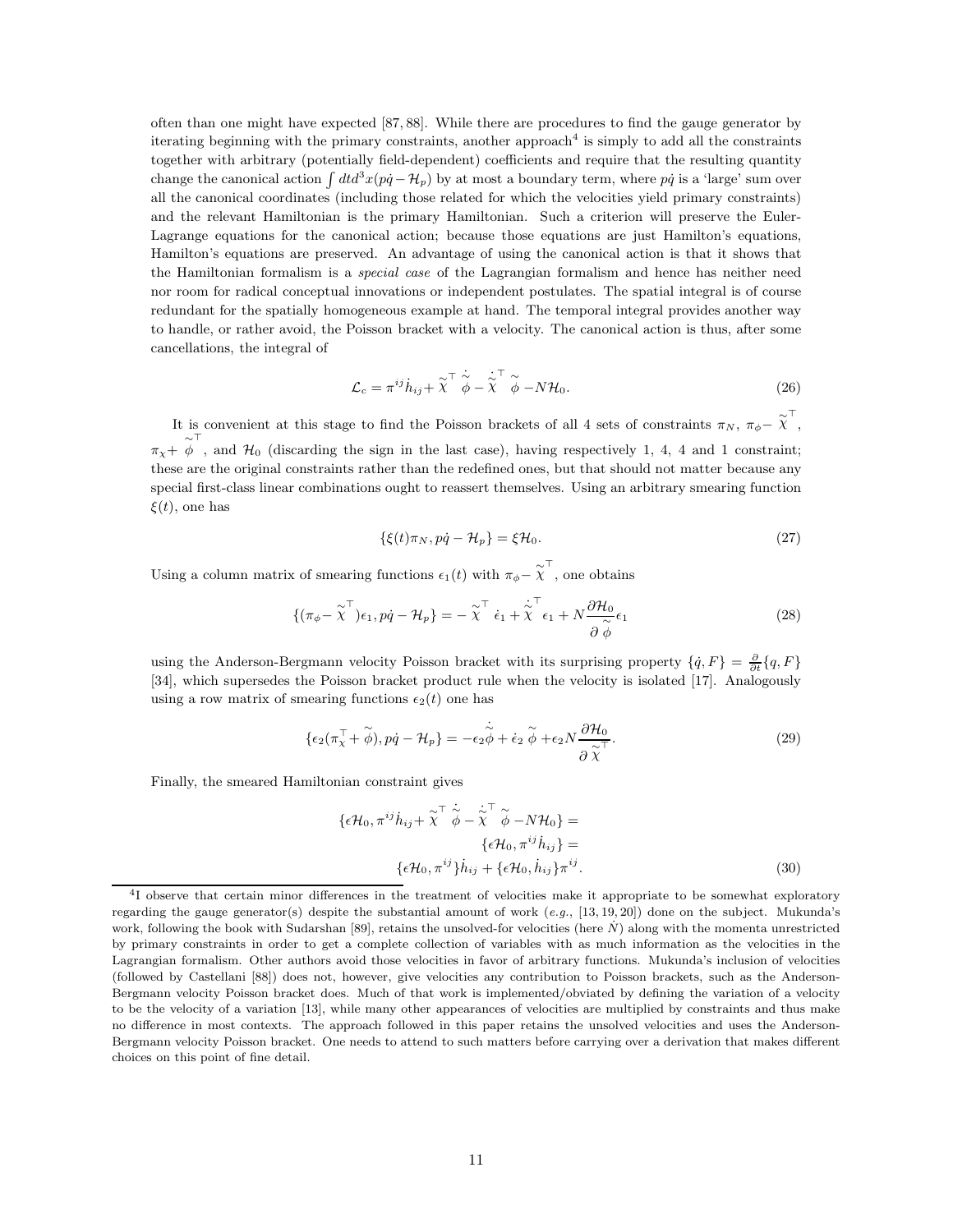often than one might have expected [87, 88]. While there are procedures to find the gauge generator by iterating beginning with the primary constraints, another approach[4] is simply to add all the constraints together with arbitrary (potentially field-dependent) coefficients and require that the resulting quantity change the canonical action $\int dt d^3x(p\dot{q} - \mathcal{H}_p)$ by at most a boundary term, where $p\dot{q}$ is a 'large' sum over all the canonical coordinates (including those related for which the velocities yield primary constraints) and the relevant Hamiltonian is the primary Hamiltonian. Such a criterion will preserve the Euler-Lagrange equations for the canonical action; because those equations are just Hamilton's equations, Hamilton's equations are preserved. An advantage of using the canonical action is that it shows that the Hamiltonian formalism is a *special case* of the Lagrangian formalism and hence has neither need nor room for radical conceptual innovations or independent postulates. The spatial integral is of course redundant for the spatially homogeneous example at hand. The temporal integral provides another way to handle, or rather avoid, the Poisson bracket with a velocity. The canonical action is thus, after some cancellations, the integral of

$$\mathcal{L}_c = \pi^{ij}\dot{h}_{ij} + \tilde{\chi}^{\top}\dot{\tilde{\phi}} - \dot{\tilde{\chi}}^{\top}\tilde{\phi} - N\mathcal{H}_0. \tag{26}$$

It is convenient at this stage to find the Poisson brackets of all 4 sets of constraints $\pi_N$, $\pi_\phi - \tilde{\chi}^{\top}$, $\pi_\chi + \tilde{\phi}^{\top}$, and $\mathcal{H}_0$ (discarding the sign in the last case), having respectively 1, 4, 4 and 1 constraint; these are the original constraints rather than the redefined ones, but that should not matter because any special first-class linear combinations ought to reassert themselves. Using an arbitrary smearing function $\xi(t)$, one has

$$\{\xi(t)\pi_N, p\dot{q} - \mathcal{H}_p\} = \xi\mathcal{H}_0. \tag{27}$$

Using a column matrix of smearing functions $\epsilon_1(t)$ with $\pi_\phi - \tilde{\chi}^{\top}$, one obtains

$$\{(\pi_\phi - \tilde{\chi}^{\top})\epsilon_1, p\dot{q} - \mathcal{H}_p\} = -\tilde{\chi}^{\top}\dot{\epsilon}_1 + \dot{\tilde{\chi}}^{\top}\epsilon_1 + N\frac{\partial\mathcal{H}_0}{\partial\tilde{\phi}}\epsilon_1 \tag{28}$$

using the Anderson-Bergmann velocity Poisson bracket with its surprising property $\{\dot{q}, F\} = \frac{\partial}{\partial t}\{q, F\}$ [34], which supersedes the Poisson bracket product rule when the velocity is isolated [17]. Analogously using a row matrix of smearing functions $\epsilon_2(t)$ one has

$$\{\epsilon_2(\pi_\chi^{\top} + \tilde{\phi}), p\dot{q} - \mathcal{H}_p\} = -\epsilon_2\dot{\tilde{\phi}} + \dot{\epsilon}_2\tilde{\phi} + \epsilon_2 N\frac{\partial\mathcal{H}_0}{\partial\tilde{\chi}^{\top}}. \tag{29}$$

Finally, the smeared Hamiltonian constraint gives

$$\begin{aligned}\{\epsilon\mathcal{H}_0, \pi^{ij}\dot{h}_{ij} + \tilde{\chi}^{\top}\dot{\tilde{\phi}} - \dot{\tilde{\chi}}^{\top}\tilde{\phi} - N\mathcal{H}_0\} &= \\ \{\epsilon\mathcal{H}_0, \pi^{ij}\dot{h}_{ij}\} &= \\ \{\epsilon\mathcal{H}_0, \pi^{ij}\}\dot{h}_{ij} + \{\epsilon\mathcal{H}_0, \dot{h}_{ij}\}\pi^{ij}&.\end{aligned} \tag{30}$$

[4] I observe that certain minor differences in the treatment of velocities make it appropriate to be somewhat exploratory regarding the gauge generator(s) despite the substantial amount of work (*e.g.*, [13, 19, 20]) done on the subject. Mukunda's work, following the book with Sudarshan [89], retains the unsolved-for velocities (here $\dot{N}$) along with the momenta unrestricted by primary constraints in order to get a complete collection of variables with as much information as the velocities in the Lagrangian formalism. Other authors avoid those velocities in favor of arbitrary functions. Mukunda's inclusion of velocities (followed by Castellani [88]) does not, however, give velocities any contribution to Poisson brackets, such as the Anderson-Bergmann velocity Poisson bracket does. Much of that work is implemented/obviated by defining the variation of a velocity to be the velocity of a variation [13], while many other appearances of velocities are multiplied by constraints and thus make no difference in most contexts. The approach followed in this paper retains the unsolved velocities and uses the Anderson-Bergmann velocity Poisson bracket. One needs to attend to such matters before carrying over a derivation that makes different choices on this point of fine detail.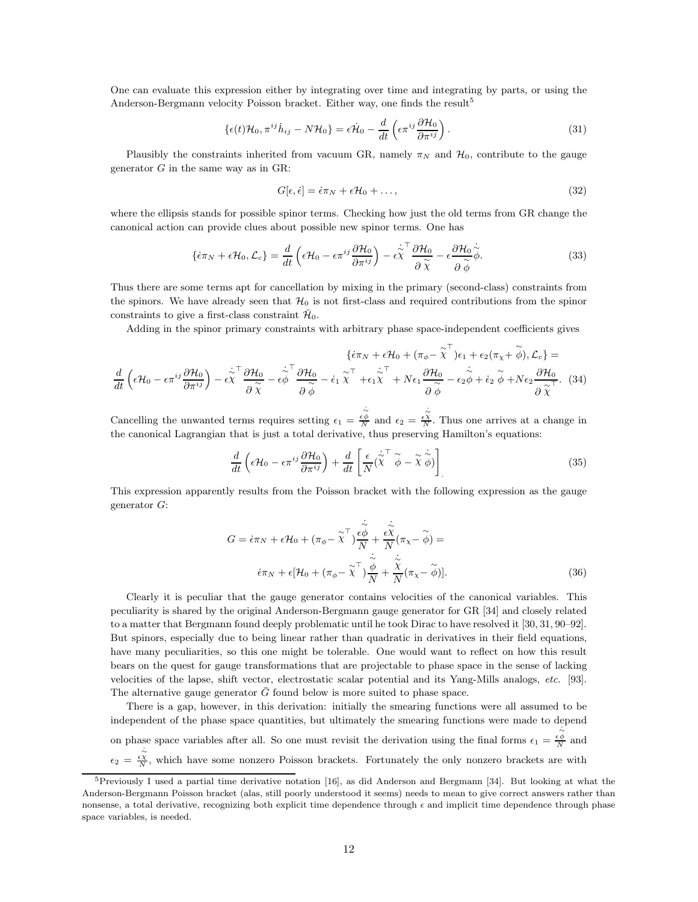One can evaluate this expression either by integrating over time and integrating by parts, or using the Anderson-Bergmann velocity Poisson bracket. Either way, one finds the result[5]

$$\{\epsilon(t)\mathcal{H}_0, \pi^{ij}\dot{h}_{ij} - N\mathcal{H}_0\} = \epsilon\dot{\mathcal{H}}_0 - \frac{d}{dt}\left(\epsilon\pi^{ij}\frac{\partial\mathcal{H}_0}{\partial\pi^{ij}}\right). \tag{31}$$

Plausibly the constraints inherited from vacuum GR, namely $\pi_N$ and $\mathcal{H}_0$, contribute to the gauge generator $G$ in the same way as in GR:

$$G[\epsilon, \dot{\epsilon}] = \dot{\epsilon}\pi_N + \epsilon\mathcal{H}_0 + \ldots, \tag{32}$$

where the ellipsis stands for possible spinor terms. Checking how just the old terms from GR change the canonical action can provide clues about possible new spinor terms. One has

$$\{\dot{\epsilon}\pi_N + \epsilon\mathcal{H}_0, \mathcal{L}_c\} = \frac{d}{dt}\left(\epsilon\mathcal{H}_0 - \epsilon\pi^{ij}\frac{\partial\mathcal{H}_0}{\partial\pi^{ij}}\right) - \epsilon\dot{\tilde{\chi}}^{\top}\frac{\partial\mathcal{H}_0}{\partial\tilde{\chi}} - \epsilon\frac{\partial\mathcal{H}_0}{\partial\tilde{\phi}}\dot{\tilde{\phi}}. \tag{33}$$

Thus there are some terms apt for cancellation by mixing in the primary (second-class) constraints from the spinors. We have already seen that $\mathcal{H}_0$ is not first-class and required contributions from the spinor constraints to give a first-class constraint $\bar{\mathcal{H}}_0$.

Adding in the spinor primary constraints with arbitrary phase space-independent coefficients gives

$$\{\dot{\epsilon}\pi_N + \epsilon\mathcal{H}_0 + (\pi_\phi - \tilde{\chi}^{\top})\epsilon_1 + \epsilon_2(\pi_\chi + \tilde{\phi}), \mathcal{L}_c\} =$$

$$\frac{d}{dt}\left(\epsilon\mathcal{H}_0 - \epsilon\pi^{ij}\frac{\partial\mathcal{H}_0}{\partial\pi^{ij}}\right) - \epsilon\dot{\tilde{\chi}}^{\top}\frac{\partial\mathcal{H}_0}{\partial\tilde{\chi}} - \epsilon\dot{\tilde{\phi}}^{\top}\frac{\partial\mathcal{H}_0}{\partial\tilde{\phi}} - \dot{\epsilon}_1\tilde{\chi}^{\top} + \epsilon_1\dot{\tilde{\chi}}^{\top} + N\epsilon_1\frac{\partial\mathcal{H}_0}{\partial\tilde{\phi}} - \epsilon_2\dot{\tilde{\phi}} + \dot{\epsilon}_2\tilde{\phi} + N\epsilon_2\frac{\partial\mathcal{H}_0}{\partial\tilde{\chi}^{\top}}. \tag{34}$$

Cancelling the unwanted terms requires setting $\epsilon_1 = \frac{\epsilon\dot{\tilde{\phi}}}{N}$ and $\epsilon_2 = \frac{\epsilon\dot{\tilde{\chi}}}{N}$. Thus one arrives at a change in the canonical Lagrangian that is just a total derivative, thus preserving Hamilton's equations:

$$\frac{d}{dt}\left(\epsilon\mathcal{H}_0 - \epsilon\pi^{ij}\frac{\partial\mathcal{H}_0}{\partial\pi^{ij}}\right) + \frac{d}{dt}\left[\frac{\epsilon}{N}(\dot{\tilde{\chi}}^{\top}\tilde{\phi} - \tilde{\chi}\dot{\tilde{\phi}})\right]. \tag{35}$$

This expression apparently results from the Poisson bracket with the following expression as the gauge generator $G$:

$$G = \dot{\epsilon}\pi_N + \epsilon\mathcal{H}_0 + (\pi_\phi - \tilde{\chi}^{\top})\frac{\epsilon\dot{\tilde{\phi}}}{N} + \frac{\epsilon\dot{\tilde{\chi}}}{N}(\pi_\chi - \tilde{\phi}) =$$

$$\dot{\epsilon}\pi_N + \epsilon[\mathcal{H}_0 + (\pi_\phi - \tilde{\chi}^{\top})\frac{\dot{\tilde{\phi}}}{N} + \frac{\dot{\tilde{\chi}}}{N}(\pi_\chi - \tilde{\phi})]. \tag{36}$$

Clearly it is peculiar that the gauge generator contains velocities of the canonical variables. This peculiarity is shared by the original Anderson-Bergmann gauge generator for GR [34] and closely related to a matter that Bergmann found deeply problematic until he took Dirac to have resolved it [30, 31, 90–92]. But spinors, especially due to being linear rather than quadratic in derivatives in their field equations, have many peculiarities, so this one might be tolerable. One would want to reflect on how this result bears on the quest for gauge transformations that are projectable to phase space in the sense of lacking velocities of the lapse, shift vector, electrostatic scalar potential and its Yang-Mills analogs, *etc.* [93]. The alternative gauge generator $\bar{G}$ found below is more suited to phase space.

There is a gap, however, in this derivation: initially the smearing functions were all assumed to be independent of the phase space quantities, but ultimately the smearing functions were made to depend on phase space variables after all. So one must revisit the derivation using the final forms $\epsilon_1 = \frac{\epsilon\dot{\tilde{\phi}}}{N}$ and $\epsilon_2 = \frac{\epsilon\dot{\tilde{\chi}}}{N}$, which have some nonzero Poisson brackets. Fortunately the only nonzero brackets are with

[5]Previously I used a partial time derivative notation [16], as did Anderson and Bergmann [34]. But looking at what the Anderson-Bergmann Poisson bracket (alas, still poorly understood it seems) needs to mean to give correct answers rather than nonsense, a total derivative, recognizing both explicit time dependence through $\epsilon$ and implicit time dependence through phase space variables, is needed.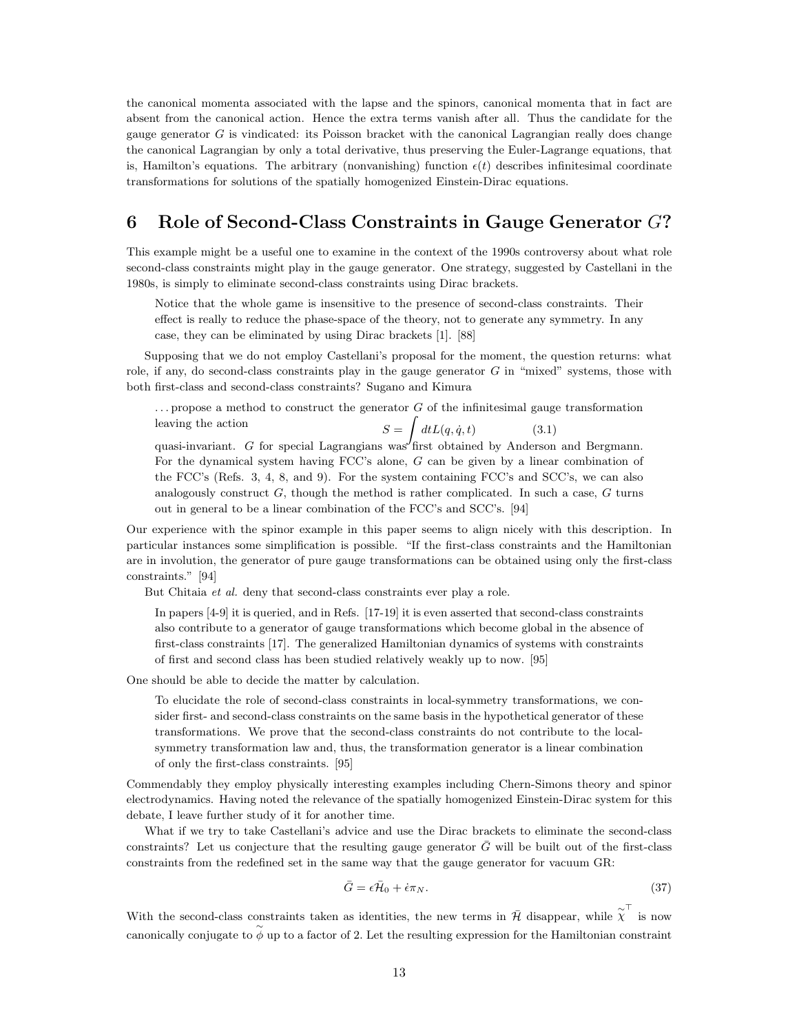the canonical momenta associated with the lapse and the spinors, canonical momenta that in fact are absent from the canonical action. Hence the extra terms vanish after all. Thus the candidate for the gauge generator $G$ is vindicated: its Poisson bracket with the canonical Lagrangian really does change the canonical Lagrangian by only a total derivative, thus preserving the Euler-Lagrange equations, that is, Hamilton's equations. The arbitrary (nonvanishing) function $\epsilon(t)$ describes infinitesimal coordinate transformations for solutions of the spatially homogenized Einstein-Dirac equations.

## 6 Role of Second-Class Constraints in Gauge Generator $G$?

This example might be a useful one to examine in the context of the 1990s controversy about what role second-class constraints might play in the gauge generator. One strategy, suggested by Castellani in the 1980s, is simply to eliminate second-class constraints using Dirac brackets.

> Notice that the whole game is insensitive to the presence of second-class constraints. Their effect is really to reduce the phase-space of the theory, not to generate any symmetry. In any case, they can be eliminated by using Dirac brackets [1]. [88]

Supposing that we do not employ Castellani's proposal for the moment, the question returns: what role, if any, do second-class constraints play in the gauge generator $G$ in "mixed" systems, those with both first-class and second-class constraints? Sugano and Kimura

> ... propose a method to construct the generator $G$ of the infinitesimal gauge transformation leaving the action
> $$S = \int dt L(q, \dot{q}, t) \tag{3.1}$$
> quasi-invariant. $G$ for special Lagrangians was first obtained by Anderson and Bergmann. For the dynamical system having FCC's alone, $G$ can be given by a linear combination of the FCC's (Refs. 3, 4, 8, and 9). For the system containing FCC's and SCC's, we can also analogously construct $G$, though the method is rather complicated. In such a case, $G$ turns out in general to be a linear combination of the FCC's and SCC's. [94]

Our experience with the spinor example in this paper seems to align nicely with this description. In particular instances some simplification is possible. "If the first-class constraints and the Hamiltonian are in involution, the generator of pure gauge transformations can be obtained using only the first-class constraints." [94]

But Chitaia *et al.* deny that second-class constraints ever play a role.

> In papers [4-9] it is queried, and in Refs. [17-19] it is even asserted that second-class constraints also contribute to a generator of gauge transformations which become global in the absence of first-class constraints [17]. The generalized Hamiltonian dynamics of systems with constraints of first and second class has been studied relatively weakly up to now. [95]

One should be able to decide the matter by calculation.

> To elucidate the role of second-class constraints in local-symmetry transformations, we consider first- and second-class constraints on the same basis in the hypothetical generator of these transformations. We prove that the second-class constraints do not contribute to the local-symmetry transformation law and, thus, the transformation generator is a linear combination of only the first-class constraints. [95]

Commendably they employ physically interesting examples including Chern-Simons theory and spinor electrodynamics. Having noted the relevance of the spatially homogenized Einstein-Dirac system for this debate, I leave further study of it for another time.

What if we try to take Castellani's advice and use the Dirac brackets to eliminate the second-class constraints? Let us conjecture that the resulting gauge generator $\bar{G}$ will be built out of the first-class constraints from the redefined set in the same way that the gauge generator for vacuum GR:

$$\bar{G} = \epsilon \bar{\mathcal{H}}_0 + \dot{\epsilon} \pi_N. \tag{37}$$

With the second-class constraints taken as identities, the new terms in $\bar{\mathcal{H}}$ disappear, while $\overset{\sim}{\chi}^{\top}$ is now canonically conjugate to $\overset{\sim}{\phi}$ up to a factor of 2. Let the resulting expression for the Hamiltonian constraint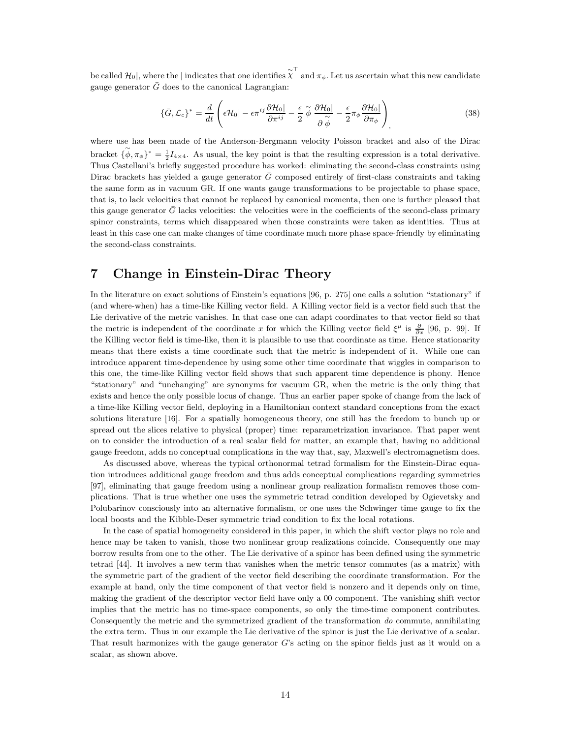be called $\mathcal{H}_0|$, where the $|$ indicates that one identifies $\overset{\sim}{\chi}^{\top}$ and $\pi_\phi$. Let us ascertain what this new candidate gauge generator $\bar{G}$ does to the canonical Lagrangian:

$$
\{\bar{G}, \mathcal{L}_c\}^* = \frac{d}{dt}\left(\epsilon \mathcal{H}_0| - \epsilon \pi^{ij}\frac{\partial \mathcal{H}_0|}{\partial \pi^{ij}} - \frac{\epsilon}{2}\overset{\sim}{\phi}\,\frac{\partial \mathcal{H}_0|}{\partial \overset{\sim}{\phi}} - \frac{\epsilon}{2}\pi_\phi \frac{\partial \mathcal{H}_0|}{\partial \pi_\phi}\right), \tag{38}
$$

where use has been made of the Anderson-Bergmann velocity Poisson bracket and also of the Dirac bracket $\{\overset{\sim}{\phi}, \pi_\phi\}^* = \frac{1}{2} I_{4\times 4}$. As usual, the key point is that the resulting expression is a total derivative. Thus Castellani's briefly suggested procedure has worked: eliminating the second-class constraints using Dirac brackets has yielded a gauge generator $\bar{G}$ composed entirely of first-class constraints and taking the same form as in vacuum GR. If one wants gauge transformations to be projectable to phase space, that is, to lack velocities that cannot be replaced by canonical momenta, then one is further pleased that this gauge generator $\bar{G}$ lacks velocities: the velocities were in the coefficients of the second-class primary spinor constraints, terms which disappeared when those constraints were taken as identities. Thus at least in this case one can make changes of time coordinate much more phase space-friendly by eliminating the second-class constraints.

# 7 Change in Einstein-Dirac Theory

In the literature on exact solutions of Einstein's equations [96, p. 275] one calls a solution "stationary" if (and where-when) has a time-like Killing vector field. A Killing vector field is a vector field such that the Lie derivative of the metric vanishes. In that case one can adapt coordinates to that vector field so that the metric is independent of the coordinate $x$ for which the Killing vector field $\xi^\mu$ is $\frac{\partial}{\partial x}$ [96, p. 99]. If the Killing vector field is time-like, then it is plausible to use that coordinate as time. Hence stationarity means that there exists a time coordinate such that the metric is independent of it. While one can introduce apparent time-dependence by using some other time coordinate that wiggles in comparison to this one, the time-like Killing vector field shows that such apparent time dependence is phony. Hence "stationary" and "unchanging" are synonyms for vacuum GR, when the metric is the only thing that exists and hence the only possible locus of change. Thus an earlier paper spoke of change from the lack of a time-like Killing vector field, deploying in a Hamiltonian context standard conceptions from the exact solutions literature [16]. For a spatially homogeneous theory, one still has the freedom to bunch up or spread out the slices relative to physical (proper) time: reparametrization invariance. That paper went on to consider the introduction of a real scalar field for matter, an example that, having no additional gauge freedom, adds no conceptual complications in the way that, say, Maxwell's electromagnetism does.

As discussed above, whereas the typical orthonormal tetrad formalism for the Einstein-Dirac equation introduces additional gauge freedom and thus adds conceptual complications regarding symmetries [97], eliminating that gauge freedom using a nonlinear group realization formalism removes those complications. That is true whether one uses the symmetric tetrad condition developed by Ogievetsky and Polubarinov consciously into an alternative formalism, or one uses the Schwinger time gauge to fix the local boosts and the Kibble-Deser symmetric triad condition to fix the local rotations.

In the case of spatial homogeneity considered in this paper, in which the shift vector plays no role and hence may be taken to vanish, those two nonlinear group realizations coincide. Consequently one may borrow results from one to the other. The Lie derivative of a spinor has been defined using the symmetric tetrad [44]. It involves a new term that vanishes when the metric tensor commutes (as a matrix) with the symmetric part of the gradient of the vector field describing the coordinate transformation. For the example at hand, only the time component of that vector field is nonzero and it depends only on time, making the gradient of the descriptor vector field have only a 00 component. The vanishing shift vector implies that the metric has no time-space components, so only the time-time component contributes. Consequently the metric and the symmetrized gradient of the transformation *do* commute, annihilating the extra term. Thus in our example the Lie derivative of the spinor is just the Lie derivative of a scalar. That result harmonizes with the gauge generator $G$'s acting on the spinor fields just as it would on a scalar, as shown above.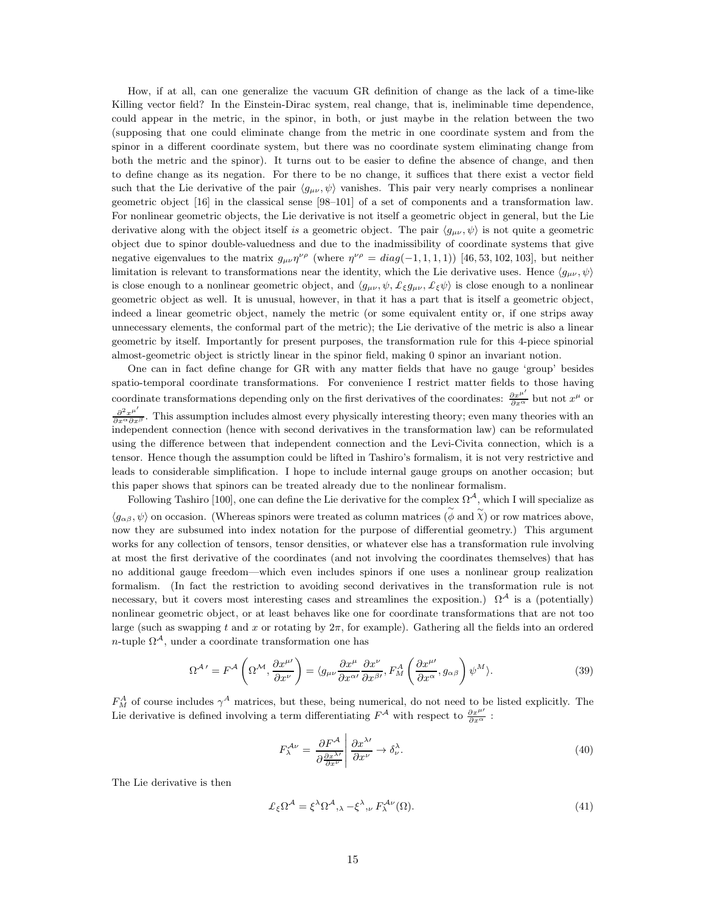How, if at all, can one generalize the vacuum GR definition of change as the lack of a time-like Killing vector field? In the Einstein-Dirac system, real change, that is, ineliminable time dependence, could appear in the metric, in the spinor, in both, or just maybe in the relation between the two (supposing that one could eliminate change from the metric in one coordinate system and from the spinor in a different coordinate system, but there was no coordinate system eliminating change from both the metric and the spinor). It turns out to be easier to define the absence of change, and then to define change as its negation. For there to be no change, it suffices that there exist a vector field such that the Lie derivative of the pair $\langle g_{\mu\nu}, \psi \rangle$ vanishes. This pair very nearly comprises a nonlinear geometric object [16] in the classical sense [98–101] of a set of components and a transformation law. For nonlinear geometric objects, the Lie derivative is not itself a geometric object in general, but the Lie derivative along with the object itself *is* a geometric object. The pair $\langle g_{\mu\nu}, \psi \rangle$ is not quite a geometric object due to spinor double-valuedness and due to the inadmissibility of coordinate systems that give negative eigenvalues to the matrix $g_{\mu\nu}\eta^{\nu\rho}$ (where $\eta^{\nu\rho} = diag(-1, 1, 1, 1)$) [46, 53, 102, 103], but neither limitation is relevant to transformations near the identity, which the Lie derivative uses. Hence $\langle g_{\mu\nu}, \psi \rangle$ is close enough to a nonlinear geometric object, and $\langle g_{\mu\nu}, \psi, \pounds_\xi g_{\mu\nu}, \pounds_\xi \psi \rangle$ is close enough to a nonlinear geometric object as well. It is unusual, however, in that it has a part that is itself a geometric object, indeed a linear geometric object, namely the metric (or some equivalent entity or, if one strips away unnecessary elements, the conformal part of the metric); the Lie derivative of the metric is also a linear geometric by itself. Importantly for present purposes, the transformation rule for this 4-piece spinorial almost-geometric object is strictly linear in the spinor field, making 0 spinor an invariant notion.

One can in fact define change for GR with any matter fields that have no gauge 'group' besides spatio-temporal coordinate transformations. For convenience I restrict matter fields to those having coordinate transformations depending only on the first derivatives of the coordinates: $\frac{\partial x^{\mu'}}{\partial x^\alpha}$ but not $x^\mu$ or $\frac{\partial^2 x^{\mu'}}{\partial x^\alpha \partial x^\beta}$. This assumption includes almost every physically interesting theory; even many theories with an independent connection (hence with second derivatives in the transformation law) can be reformulated using the difference between that independent connection and the Levi-Civita connection, which is a tensor. Hence though the assumption could be lifted in Tashiro's formalism, it is not very restrictive and leads to considerable simplification. I hope to include internal gauge groups on another occasion; but this paper shows that spinors can be treated already due to the nonlinear formalism.

Following Tashiro [100], one can define the Lie derivative for the complex $\Omega^{\mathcal{A}}$, which I will specialize as $\langle g_{\alpha\beta}, \psi \rangle$ on occasion. (Whereas spinors were treated as column matrices ($\widetilde{\phi}$ and $\widetilde{\chi}$) or row matrices above, now they are subsumed into index notation for the purpose of differential geometry.) This argument works for any collection of tensors, tensor densities, or whatever else has a transformation rule involving at most the first derivative of the coordinates (and not involving the coordinates themselves) that has no additional gauge freedom—which even includes spinors if one uses a nonlinear group realization formalism. (In fact the restriction to avoiding second derivatives in the transformation rule is not necessary, but it covers most interesting cases and streamlines the exposition.) $\Omega^{\mathcal{A}}$ is a (potentially) nonlinear geometric object, or at least behaves like one for coordinate transformations that are not too large (such as swapping $t$ and $x$ or rotating by $2\pi$, for example). Gathering all the fields into an ordered $n$-tuple $\Omega^{\mathcal{A}}$, under a coordinate transformation one has

$$\Omega^{\mathcal{A}\,\prime} = F^{\mathcal{A}}\left(\Omega^{\mathcal{M}}, \frac{\partial x^{\mu\prime}}{\partial x^\nu}\right) = \langle g_{\mu\nu} \frac{\partial x^\mu}{\partial x^{\alpha\prime}} \frac{\partial x^\nu}{\partial x^{\beta\prime}}, F^A_M\left(\frac{\partial x^{\mu\prime}}{\partial x^\alpha}, g_{\alpha\beta}\right) \psi^M \rangle. \tag{39}$$

$F^A_M$ of course includes $\gamma^A$ matrices, but these, being numerical, do not need to be listed explicitly. The Lie derivative is defined involving a term differentiating $F^{\mathcal{A}}$ with respect to $\frac{\partial x^{\mu\prime}}{\partial x^\alpha}$ :

$$F^{\mathcal{A}\nu}_\lambda = \left. \frac{\partial F^{\mathcal{A}}}{\partial \frac{\partial x^{\lambda\prime}}{\partial x^\nu}} \right| \frac{\partial x^{\lambda\prime}}{\partial x^\nu} \to \delta^\lambda_\nu. \tag{40}$$

The Lie derivative is then

$$\pounds_\xi \Omega^{\mathcal{A}} = \xi^\lambda \Omega^{\mathcal{A}},_\lambda - \xi^\lambda,_\nu F^{\mathcal{A}\nu}_\lambda(\Omega). \tag{41}$$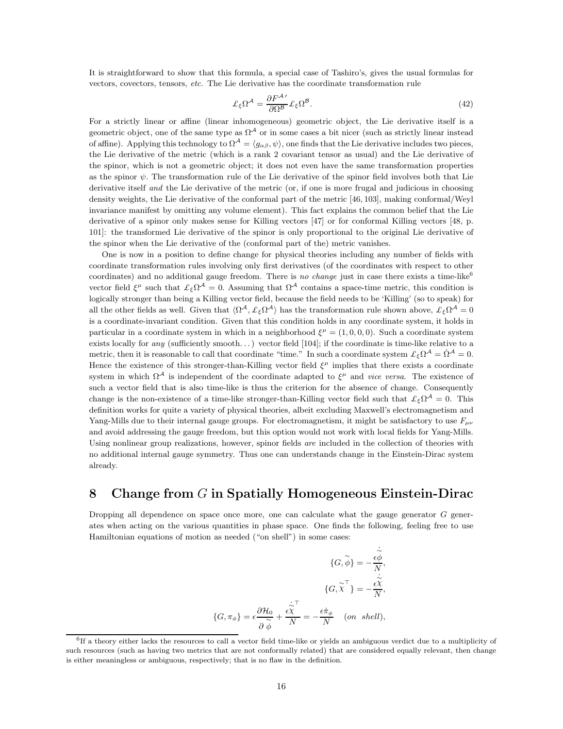It is straightforward to show that this formula, a special case of Tashiro's, gives the usual formulas for vectors, covectors, tensors, *etc.* The Lie derivative has the coordinate transformation rule

$$\pounds_\xi \Omega^{\mathcal{A}} = \frac{\partial F^{\mathcal{A}\prime}}{\partial \Omega^{\mathcal{B}}} \pounds_\xi \Omega^{\mathcal{B}}. \tag{42}$$

For a strictly linear or affine (linear inhomogeneous) geometric object, the Lie derivative itself is a geometric object, one of the same type as $\Omega^{\mathcal{A}}$ or in some cases a bit nicer (such as strictly linear instead of affine). Applying this technology to $\Omega^{\mathcal{A}} = \langle g_{\alpha\beta}, \psi \rangle$, one finds that the Lie derivative includes two pieces, the Lie derivative of the metric (which is a rank 2 covariant tensor as usual) and the Lie derivative of the spinor, which is not a geometric object; it does not even have the same transformation properties as the spinor $\psi$. The transformation rule of the Lie derivative of the spinor field involves both that Lie derivative itself *and* the Lie derivative of the metric (or, if one is more frugal and judicious in choosing density weights, the Lie derivative of the conformal part of the metric [46, 103], making conformal/Weyl invariance manifest by omitting any volume element). This fact explains the common belief that the Lie derivative of a spinor only makes sense for Killing vectors [47] or for conformal Killing vectors [48, p. 101]: the transformed Lie derivative of the spinor is only proportional to the original Lie derivative of the spinor when the Lie derivative of the (conformal part of the) metric vanishes.

One is now in a position to define change for physical theories including any number of fields with coordinate transformation rules involving only first derivatives (of the coordinates with respect to other coordinates) and no additional gauge freedom. There is *no change* just in case there exists a time-like[6] vector field $\xi^\mu$ such that $\pounds_\xi \Omega^{\mathcal{A}} = 0$. Assuming that $\Omega^{\mathcal{A}}$ contains a space-time metric, this condition is logically stronger than being a Killing vector field, because the field needs to be 'Killing' (so to speak) for all the other fields as well. Given that $\langle \Omega^{\mathcal{A}}, \pounds_\xi \Omega^{\mathcal{A}} \rangle$ has the transformation rule shown above, $\pounds_\xi \Omega^{\mathcal{A}} = 0$ is a coordinate-invariant condition. Given that this condition holds in any coordinate system, it holds in particular in a coordinate system in which in a neighborhood $\xi^\mu = (1, 0, 0, 0)$. Such a coordinate system exists locally for *any* (sufficiently smooth. . . ) vector field [104]; if the coordinate is time-like relative to a metric, then it is reasonable to call that coordinate "time." In such a coordinate system $\pounds_\xi \Omega^{\mathcal{A}} = \dot{\Omega}^{\mathcal{A}} = 0$. Hence the existence of this stronger-than-Killing vector field $\xi^\mu$ implies that there exists a coordinate system in which $\Omega^{\mathcal{A}}$ is independent of the coordinate adapted to $\xi^\mu$ and *vice versa*. The existence of such a vector field that is also time-like is thus the criterion for the absence of change. Consequently change is the non-existence of a time-like stronger-than-Killing vector field such that $\pounds_\xi \Omega^{\mathcal{A}} = 0$. This definition works for quite a variety of physical theories, albeit excluding Maxwell's electromagnetism and Yang-Mills due to their internal gauge groups. For electromagnetism, it might be satisfactory to use $F_{\mu\nu}$ and avoid addressing the gauge freedom, but this option would not work with local fields for Yang-Mills. Using nonlinear group realizations, however, spinor fields *are* included in the collection of theories with no additional internal gauge symmetry. Thus one can understands change in the Einstein-Dirac system already.

# 8 Change from $G$ in Spatially Homogeneous Einstein-Dirac

Dropping all dependence on space once more, one can calculate what the gauge generator $G$ generates when acting on the various quantities in phase space. One finds the following, feeling free to use Hamiltonian equations of motion as needed ("on shell") in some cases:

$$\{G, \tilde{\phi}\} = -\frac{\epsilon \dot{\tilde{\phi}}}{N},$$

$$\{G, \tilde{\chi}^\top\} = -\frac{\epsilon \dot{\tilde{\chi}}}{N},$$

$$\{G, \pi_\phi\} = \epsilon \frac{\partial \mathcal{H}_0}{\partial \tilde{\phi}} + \frac{\epsilon \dot{\tilde{\chi}}^\top}{N} = -\frac{\epsilon \dot{\pi}_\phi}{N} \quad (on \;\; shell),$$

[6] If a theory either lacks the resources to call a vector field time-like or yields an ambiguous verdict due to a multiplicity of such resources (such as having two metrics that are not conformally related) that are considered equally relevant, then change is either meaningless or ambiguous, respectively; that is no flaw in the definition.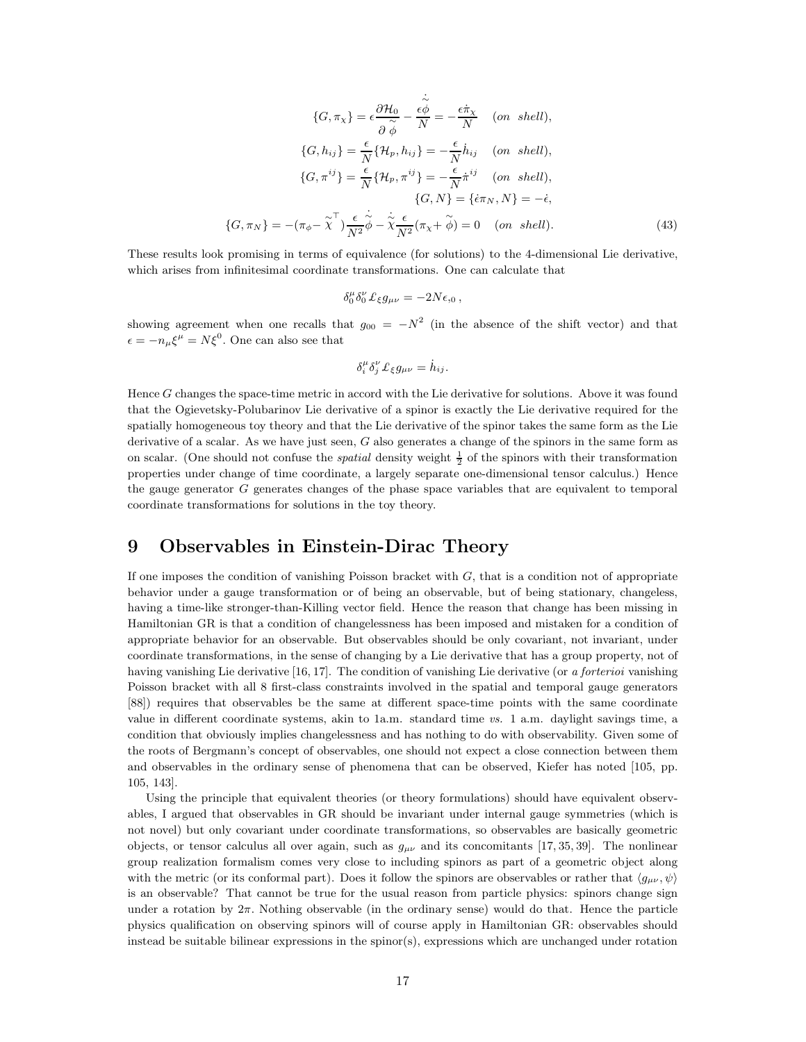$$\{G, \pi_\chi\} = \epsilon \frac{\partial \mathcal{H}_0}{\partial \overset{\sim}{\phi}} - \frac{\epsilon \dot{\overset{\sim}{\phi}}}{N} = -\frac{\epsilon \dot{\pi}_\chi}{N} \quad (on \;\; shell),$$

$$\{G, h_{ij}\} = \frac{\epsilon}{N}\{\mathcal{H}_p, h_{ij}\} = -\frac{\epsilon}{N}\dot{h}_{ij} \quad (on \;\; shell),$$

$$\{G, \pi^{ij}\} = \frac{\epsilon}{N}\{\mathcal{H}_p, \pi^{ij}\} = -\frac{\epsilon}{N}\dot{\pi}^{ij} \quad (on \;\; shell),$$

$$\{G, N\} = \{\dot{\epsilon}\pi_N, N\} = -\dot{\epsilon},$$

$$\{G, \pi_N\} = -(\pi_\phi - \overset{\sim}{\chi}^{\top})\frac{\epsilon}{N^2}\dot{\overset{\sim}{\phi}} - \dot{\overset{\sim}{\chi}}\frac{\epsilon}{N^2}(\pi_\chi + \overset{\sim}{\phi}) = 0 \quad (on \;\; shell). \tag{43}$$

These results look promising in terms of equivalence (for solutions) to the 4-dimensional Lie derivative, which arises from infinitesimal coordinate transformations. One can calculate that

$$\delta^\mu_0 \delta^\nu_0 \pounds_\xi g_{\mu\nu} = -2N\epsilon_{,0}\,,$$

showing agreement when one recalls that $g_{00} = -N^2$ (in the absence of the shift vector) and that $\epsilon = -n_\mu \xi^\mu = N\xi^0$. One can also see that

$$\delta^\mu_i \delta^\nu_j \pounds_\xi g_{\mu\nu} = \dot{h}_{ij}.$$

Hence $G$ changes the space-time metric in accord with the Lie derivative for solutions. Above it was found that the Ogievetsky-Polubarinov Lie derivative of a spinor is exactly the Lie derivative required for the spatially homogeneous toy theory and that the Lie derivative of the spinor takes the same form as the Lie derivative of a scalar. As we have just seen, $G$ also generates a change of the spinors in the same form as on scalar. (One should not confuse the *spatial* density weight $\frac{1}{2}$ of the spinors with their transformation properties under change of time coordinate, a largely separate one-dimensional tensor calculus.) Hence the gauge generator $G$ generates changes of the phase space variables that are equivalent to temporal coordinate transformations for solutions in the toy theory.

# 9 Observables in Einstein-Dirac Theory

If one imposes the condition of vanishing Poisson bracket with $G$, that is a condition not of appropriate behavior under a gauge transformation or of being an observable, but of being stationary, changeless, having a time-like stronger-than-Killing vector field. Hence the reason that change has been missing in Hamiltonian GR is that a condition of changelessness has been imposed and mistaken for a condition of appropriate behavior for an observable. But observables should be only covariant, not invariant, under coordinate transformations, in the sense of changing by a Lie derivative that has a group property, not of having vanishing Lie derivative [16, 17]. The condition of vanishing Lie derivative (or *a forterioi* vanishing Poisson bracket with all 8 first-class constraints involved in the spatial and temporal gauge generators [88]) requires that observables be the same at different space-time points with the same coordinate value in different coordinate systems, akin to 1a.m. standard time *vs.* 1 a.m. daylight savings time, a condition that obviously implies changelessness and has nothing to do with observability. Given some of the roots of Bergmann's concept of observables, one should not expect a close connection between them and observables in the ordinary sense of phenomena that can be observed, Kiefer has noted [105, pp. 105, 143].

Using the principle that equivalent theories (or theory formulations) should have equivalent observables, I argued that observables in GR should be invariant under internal gauge symmetries (which is not novel) but only covariant under coordinate transformations, so observables are basically geometric objects, or tensor calculus all over again, such as $g_{\mu\nu}$ and its concomitants [17, 35, 39]. The nonlinear group realization formalism comes very close to including spinors as part of a geometric object along with the metric (or its conformal part). Does it follow the spinors are observables or rather that $\langle g_{\mu\nu}, \psi\rangle$ is an observable? That cannot be true for the usual reason from particle physics: spinors change sign under a rotation by $2\pi$. Nothing observable (in the ordinary sense) would do that. Hence the particle physics qualification on observing spinors will of course apply in Hamiltonian GR: observables should instead be suitable bilinear expressions in the spinor(s), expressions which are unchanged under rotation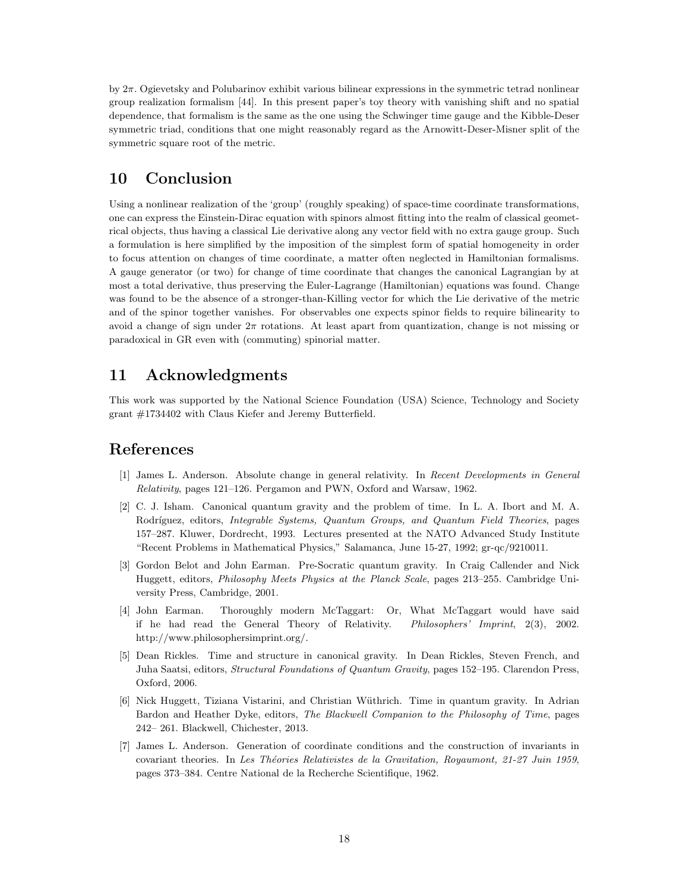by $2\pi$. Ogievetsky and Polubarinov exhibit various bilinear expressions in the symmetric tetrad nonlinear group realization formalism [44]. In this present paper's toy theory with vanishing shift and no spatial dependence, that formalism is the same as the one using the Schwinger time gauge and the Kibble-Deser symmetric triad, conditions that one might reasonably regard as the Arnowitt-Deser-Misner split of the symmetric square root of the metric.

# 10 Conclusion

Using a nonlinear realization of the 'group' (roughly speaking) of space-time coordinate transformations, one can express the Einstein-Dirac equation with spinors almost fitting into the realm of classical geometrical objects, thus having a classical Lie derivative along any vector field with no extra gauge group. Such a formulation is here simplified by the imposition of the simplest form of spatial homogeneity in order to focus attention on changes of time coordinate, a matter often neglected in Hamiltonian formalisms. A gauge generator (or two) for change of time coordinate that changes the canonical Lagrangian by at most a total derivative, thus preserving the Euler-Lagrange (Hamiltonian) equations was found. Change was found to be the absence of a stronger-than-Killing vector for which the Lie derivative of the metric and of the spinor together vanishes. For observables one expects spinor fields to require bilinearity to avoid a change of sign under $2\pi$ rotations. At least apart from quantization, change is not missing or paradoxical in GR even with (commuting) spinorial matter.

# 11 Acknowledgments

This work was supported by the National Science Foundation (USA) Science, Technology and Society grant #1734402 with Claus Kiefer and Jeremy Butterfield.

# References

[1] James L. Anderson. Absolute change in general relativity. In *Recent Developments in General Relativity*, pages 121–126. Pergamon and PWN, Oxford and Warsaw, 1962.

[2] C. J. Isham. Canonical quantum gravity and the problem of time. In L. A. Ibort and M. A. Rodríguez, editors, *Integrable Systems, Quantum Groups, and Quantum Field Theories*, pages 157–287. Kluwer, Dordrecht, 1993. Lectures presented at the NATO Advanced Study Institute "Recent Problems in Mathematical Physics," Salamanca, June 15-27, 1992; gr-qc/9210011.

[3] Gordon Belot and John Earman. Pre-Socratic quantum gravity. In Craig Callender and Nick Huggett, editors, *Philosophy Meets Physics at the Planck Scale*, pages 213–255. Cambridge University Press, Cambridge, 2001.

[4] John Earman. Thoroughly modern McTaggart: Or, What McTaggart would have said if he had read the General Theory of Relativity. *Philosophers' Imprint*, 2(3), 2002. http://www.philosophersimprint.org/.

[5] Dean Rickles. Time and structure in canonical gravity. In Dean Rickles, Steven French, and Juha Saatsi, editors, *Structural Foundations of Quantum Gravity*, pages 152–195. Clarendon Press, Oxford, 2006.

[6] Nick Huggett, Tiziana Vistarini, and Christian Wüthrich. Time in quantum gravity. In Adrian Bardon and Heather Dyke, editors, *The Blackwell Companion to the Philosophy of Time*, pages 242– 261. Blackwell, Chichester, 2013.

[7] James L. Anderson. Generation of coordinate conditions and the construction of invariants in covariant theories. In *Les Théories Relativistes de la Gravitation, Royaumont, 21-27 Juin 1959*, pages 373–384. Centre National de la Recherche Scientifique, 1962.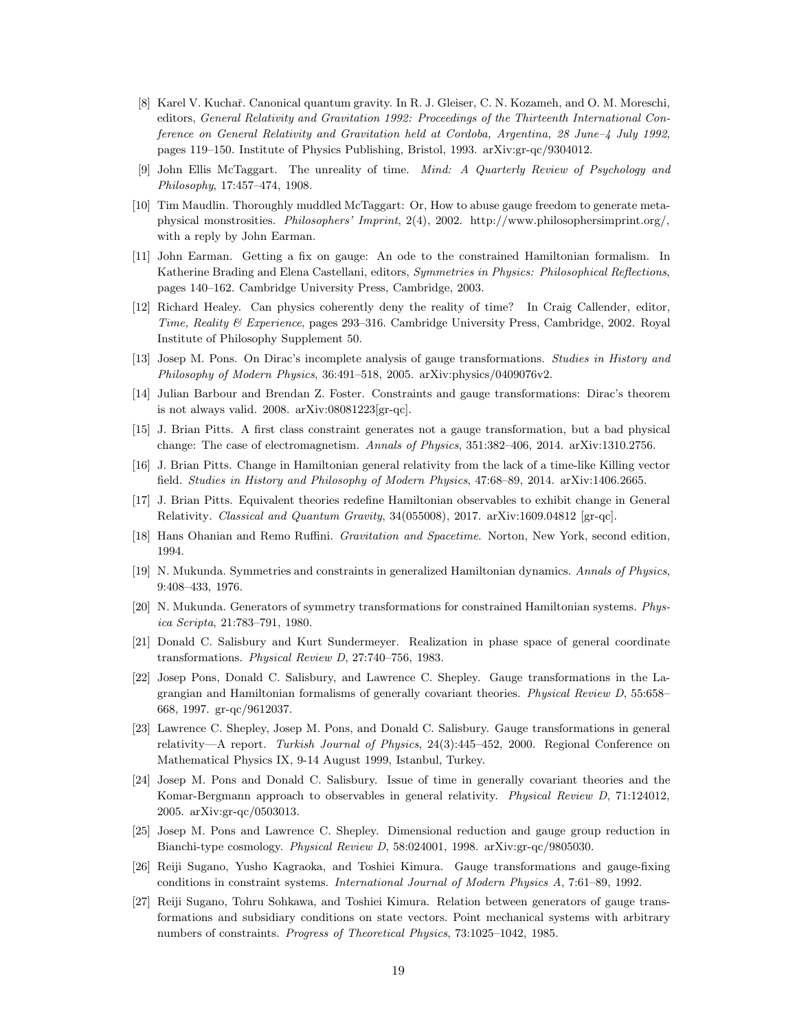[8] Karel V. Kuchař. Canonical quantum gravity. In R. J. Gleiser, C. N. Kozameh, and O. M. Moreschi, editors, *General Relativity and Gravitation 1992: Proceedings of the Thirteenth International Conference on General Relativity and Gravitation held at Cordoba, Argentina, 28 June–4 July 1992*, pages 119–150. Institute of Physics Publishing, Bristol, 1993. arXiv:gr-qc/9304012.

[9] John Ellis McTaggart. The unreality of time. *Mind: A Quarterly Review of Psychology and Philosophy*, 17:457–474, 1908.

[10] Tim Maudlin. Thoroughly muddled McTaggart: Or, How to abuse gauge freedom to generate metaphysical monstrosities. *Philosophers' Imprint*, 2(4), 2002. http://www.philosophersimprint.org/, with a reply by John Earman.

[11] John Earman. Getting a fix on gauge: An ode to the constrained Hamiltonian formalism. In Katherine Brading and Elena Castellani, editors, *Symmetries in Physics: Philosophical Reflections*, pages 140–162. Cambridge University Press, Cambridge, 2003.

[12] Richard Healey. Can physics coherently deny the reality of time? In Craig Callender, editor, *Time, Reality & Experience*, pages 293–316. Cambridge University Press, Cambridge, 2002. Royal Institute of Philosophy Supplement 50.

[13] Josep M. Pons. On Dirac's incomplete analysis of gauge transformations. *Studies in History and Philosophy of Modern Physics*, 36:491–518, 2005. arXiv:physics/0409076v2.

[14] Julian Barbour and Brendan Z. Foster. Constraints and gauge transformations: Dirac's theorem is not always valid. 2008. arXiv:08081223[gr-qc].

[15] J. Brian Pitts. A first class constraint generates not a gauge transformation, but a bad physical change: The case of electromagnetism. *Annals of Physics*, 351:382–406, 2014. arXiv:1310.2756.

[16] J. Brian Pitts. Change in Hamiltonian general relativity from the lack of a time-like Killing vector field. *Studies in History and Philosophy of Modern Physics*, 47:68–89, 2014. arXiv:1406.2665.

[17] J. Brian Pitts. Equivalent theories redefine Hamiltonian observables to exhibit change in General Relativity. *Classical and Quantum Gravity*, 34(055008), 2017. arXiv:1609.04812 [gr-qc].

[18] Hans Ohanian and Remo Ruffini. *Gravitation and Spacetime*. Norton, New York, second edition, 1994.

[19] N. Mukunda. Symmetries and constraints in generalized Hamiltonian dynamics. *Annals of Physics*, 9:408–433, 1976.

[20] N. Mukunda. Generators of symmetry transformations for constrained Hamiltonian systems. *Physica Scripta*, 21:783–791, 1980.

[21] Donald C. Salisbury and Kurt Sundermeyer. Realization in phase space of general coordinate transformations. *Physical Review D*, 27:740–756, 1983.

[22] Josep Pons, Donald C. Salisbury, and Lawrence C. Shepley. Gauge transformations in the Lagrangian and Hamiltonian formalisms of generally covariant theories. *Physical Review D*, 55:658–668, 1997. gr-qc/9612037.

[23] Lawrence C. Shepley, Josep M. Pons, and Donald C. Salisbury. Gauge transformations in general relativity—A report. *Turkish Journal of Physics*, 24(3):445–452, 2000. Regional Conference on Mathematical Physics IX, 9-14 August 1999, Istanbul, Turkey.

[24] Josep M. Pons and Donald C. Salisbury. Issue of time in generally covariant theories and the Komar-Bergmann approach to observables in general relativity. *Physical Review D*, 71:124012, 2005. arXiv:gr-qc/0503013.

[25] Josep M. Pons and Lawrence C. Shepley. Dimensional reduction and gauge group reduction in Bianchi-type cosmology. *Physical Review D*, 58:024001, 1998. arXiv:gr-qc/9805030.

[26] Reiji Sugano, Yusho Kagraoka, and Toshiei Kimura. Gauge transformations and gauge-fixing conditions in constraint systems. *International Journal of Modern Physics A*, 7:61–89, 1992.

[27] Reiji Sugano, Tohru Sohkawa, and Toshiei Kimura. Relation between generators of gauge transformations and subsidiary conditions on state vectors. Point mechanical systems with arbitrary numbers of constraints. *Progress of Theoretical Physics*, 73:1025–1042, 1985.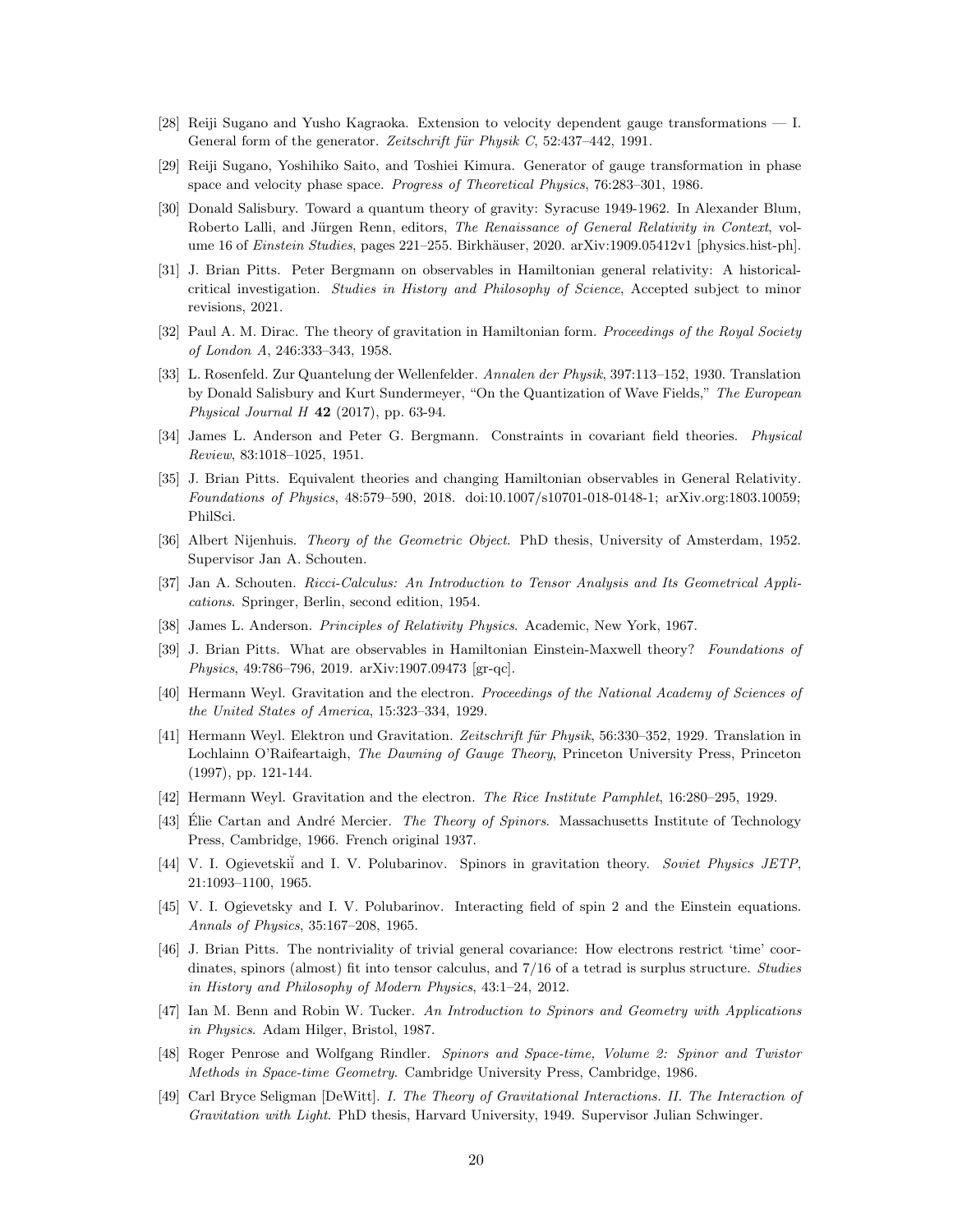[28] Reiji Sugano and Yusho Kagraoka. Extension to velocity dependent gauge transformations — I. General form of the generator. *Zeitschrift für Physik C*, 52:437–442, 1991.

[29] Reiji Sugano, Yoshihiko Saito, and Toshiei Kimura. Generator of gauge transformation in phase space and velocity phase space. *Progress of Theoretical Physics*, 76:283–301, 1986.

[30] Donald Salisbury. Toward a quantum theory of gravity: Syracuse 1949-1962. In Alexander Blum, Roberto Lalli, and Jürgen Renn, editors, *The Renaissance of General Relativity in Context*, volume 16 of *Einstein Studies*, pages 221–255. Birkhäuser, 2020. arXiv:1909.05412v1 [physics.hist-ph].

[31] J. Brian Pitts. Peter Bergmann on observables in Hamiltonian general relativity: A historical-critical investigation. *Studies in History and Philosophy of Science*, Accepted subject to minor revisions, 2021.

[32] Paul A. M. Dirac. The theory of gravitation in Hamiltonian form. *Proceedings of the Royal Society of London A*, 246:333–343, 1958.

[33] L. Rosenfeld. Zur Quantelung der Wellenfelder. *Annalen der Physik*, 397:113–152, 1930. Translation by Donald Salisbury and Kurt Sundermeyer, "On the Quantization of Wave Fields," *The European Physical Journal H* **42** (2017), pp. 63-94.

[34] James L. Anderson and Peter G. Bergmann. Constraints in covariant field theories. *Physical Review*, 83:1018–1025, 1951.

[35] J. Brian Pitts. Equivalent theories and changing Hamiltonian observables in General Relativity. *Foundations of Physics*, 48:579–590, 2018. doi:10.1007/s10701-018-0148-1; arXiv.org:1803.10059; PhilSci.

[36] Albert Nijenhuis. *Theory of the Geometric Object*. PhD thesis, University of Amsterdam, 1952. Supervisor Jan A. Schouten.

[37] Jan A. Schouten. *Ricci-Calculus: An Introduction to Tensor Analysis and Its Geometrical Applications*. Springer, Berlin, second edition, 1954.

[38] James L. Anderson. *Principles of Relativity Physics*. Academic, New York, 1967.

[39] J. Brian Pitts. What are observables in Hamiltonian Einstein-Maxwell theory? *Foundations of Physics*, 49:786–796, 2019. arXiv:1907.09473 [gr-qc].

[40] Hermann Weyl. Gravitation and the electron. *Proceedings of the National Academy of Sciences of the United States of America*, 15:323–334, 1929.

[41] Hermann Weyl. Elektron und Gravitation. *Zeitschrift für Physik*, 56:330–352, 1929. Translation in Lochlainn O'Raifeartaigh, *The Dawning of Gauge Theory*, Princeton University Press, Princeton (1997), pp. 121-144.

[42] Hermann Weyl. Gravitation and the electron. *The Rice Institute Pamphlet*, 16:280–295, 1929.

[43] Élie Cartan and André Mercier. *The Theory of Spinors*. Massachusetts Institute of Technology Press, Cambridge, 1966. French original 1937.

[44] V. I. Ogievetskiĭ and I. V. Polubarinov. Spinors in gravitation theory. *Soviet Physics JETP*, 21:1093–1100, 1965.

[45] V. I. Ogievetsky and I. V. Polubarinov. Interacting field of spin 2 and the Einstein equations. *Annals of Physics*, 35:167–208, 1965.

[46] J. Brian Pitts. The nontriviality of trivial general covariance: How electrons restrict 'time' coordinates, spinors (almost) fit into tensor calculus, and 7/16 of a tetrad is surplus structure. *Studies in History and Philosophy of Modern Physics*, 43:1–24, 2012.

[47] Ian M. Benn and Robin W. Tucker. *An Introduction to Spinors and Geometry with Applications in Physics*. Adam Hilger, Bristol, 1987.

[48] Roger Penrose and Wolfgang Rindler. *Spinors and Space-time, Volume 2: Spinor and Twistor Methods in Space-time Geometry*. Cambridge University Press, Cambridge, 1986.

[49] Carl Bryce Seligman [DeWitt]. *I. The Theory of Gravitational Interactions. II. The Interaction of Gravitation with Light*. PhD thesis, Harvard University, 1949. Supervisor Julian Schwinger.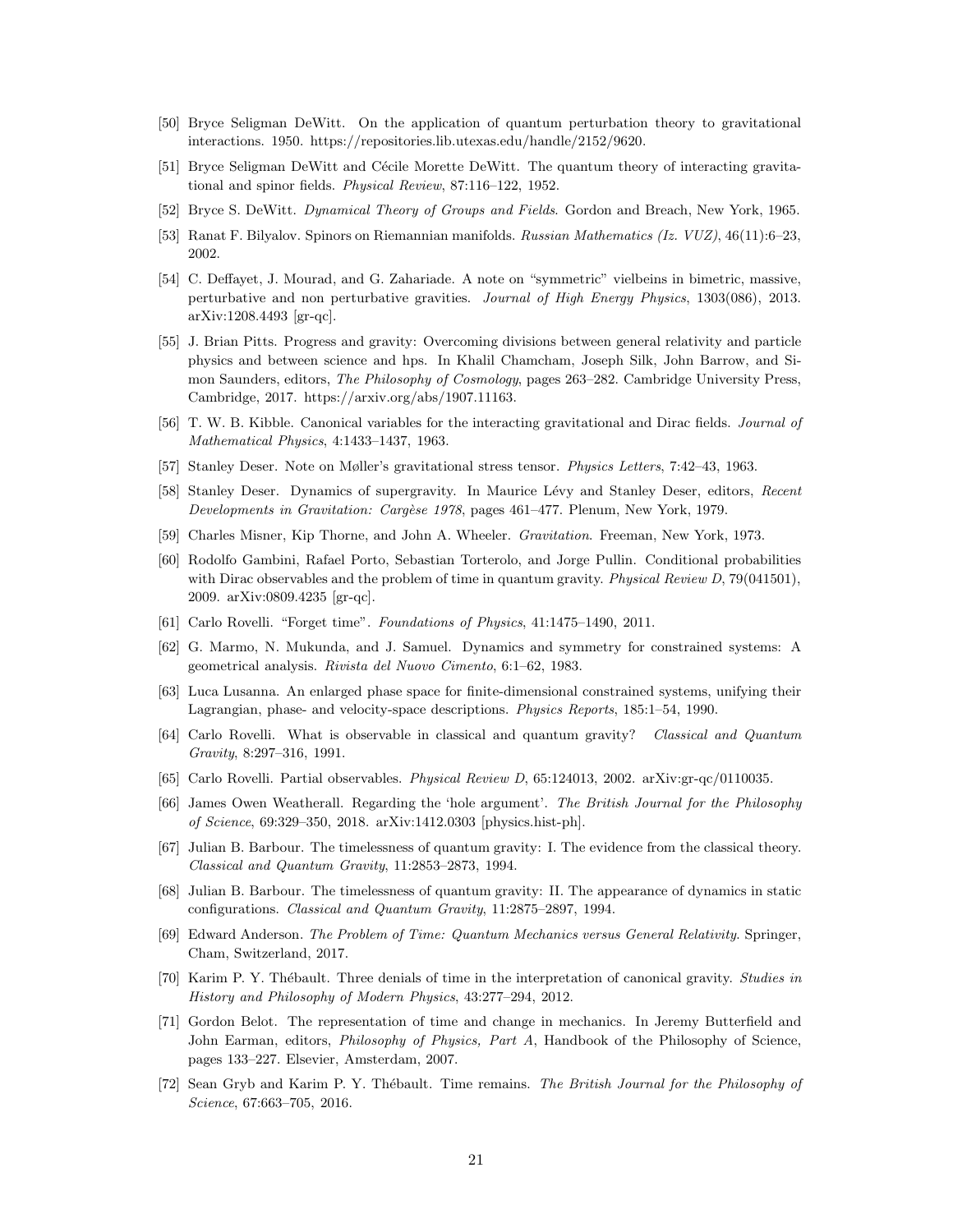[50] Bryce Seligman DeWitt. On the application of quantum perturbation theory to gravitational interactions. 1950. https://repositories.lib.utexas.edu/handle/2152/9620.

[51] Bryce Seligman DeWitt and Cécile Morette DeWitt. The quantum theory of interacting gravitational and spinor fields. *Physical Review*, 87:116–122, 1952.

[52] Bryce S. DeWitt. *Dynamical Theory of Groups and Fields*. Gordon and Breach, New York, 1965.

[53] Ranat F. Bilyalov. Spinors on Riemannian manifolds. *Russian Mathematics (Iz. VUZ)*, 46(11):6–23, 2002.

[54] C. Deffayet, J. Mourad, and G. Zahariade. A note on "symmetric" vielbeins in bimetric, massive, perturbative and non perturbative gravities. *Journal of High Energy Physics*, 1303(086), 2013. arXiv:1208.4493 [gr-qc].

[55] J. Brian Pitts. Progress and gravity: Overcoming divisions between general relativity and particle physics and between science and hps. In Khalil Chamcham, Joseph Silk, John Barrow, and Simon Saunders, editors, *The Philosophy of Cosmology*, pages 263–282. Cambridge University Press, Cambridge, 2017. https://arxiv.org/abs/1907.11163.

[56] T. W. B. Kibble. Canonical variables for the interacting gravitational and Dirac fields. *Journal of Mathematical Physics*, 4:1433–1437, 1963.

[57] Stanley Deser. Note on Møller's gravitational stress tensor. *Physics Letters*, 7:42–43, 1963.

[58] Stanley Deser. Dynamics of supergravity. In Maurice Lévy and Stanley Deser, editors, *Recent Developments in Gravitation: Cargèse 1978*, pages 461–477. Plenum, New York, 1979.

[59] Charles Misner, Kip Thorne, and John A. Wheeler. *Gravitation*. Freeman, New York, 1973.

[60] Rodolfo Gambini, Rafael Porto, Sebastian Torterolo, and Jorge Pullin. Conditional probabilities with Dirac observables and the problem of time in quantum gravity. *Physical Review D*, 79(041501), 2009. arXiv:0809.4235 [gr-qc].

[61] Carlo Rovelli. "Forget time". *Foundations of Physics*, 41:1475–1490, 2011.

[62] G. Marmo, N. Mukunda, and J. Samuel. Dynamics and symmetry for constrained systems: A geometrical analysis. *Rivista del Nuovo Cimento*, 6:1–62, 1983.

[63] Luca Lusanna. An enlarged phase space for finite-dimensional constrained systems, unifying their Lagrangian, phase- and velocity-space descriptions. *Physics Reports*, 185:1–54, 1990.

[64] Carlo Rovelli. What is observable in classical and quantum gravity? *Classical and Quantum Gravity*, 8:297–316, 1991.

[65] Carlo Rovelli. Partial observables. *Physical Review D*, 65:124013, 2002. arXiv:gr-qc/0110035.

[66] James Owen Weatherall. Regarding the 'hole argument'. *The British Journal for the Philosophy of Science*, 69:329–350, 2018. arXiv:1412.0303 [physics.hist-ph].

[67] Julian B. Barbour. The timelessness of quantum gravity: I. The evidence from the classical theory. *Classical and Quantum Gravity*, 11:2853–2873, 1994.

[68] Julian B. Barbour. The timelessness of quantum gravity: II. The appearance of dynamics in static configurations. *Classical and Quantum Gravity*, 11:2875–2897, 1994.

[69] Edward Anderson. *The Problem of Time: Quantum Mechanics versus General Relativity*. Springer, Cham, Switzerland, 2017.

[70] Karim P. Y. Thébault. Three denials of time in the interpretation of canonical gravity. *Studies in History and Philosophy of Modern Physics*, 43:277–294, 2012.

[71] Gordon Belot. The representation of time and change in mechanics. In Jeremy Butterfield and John Earman, editors, *Philosophy of Physics, Part A*, Handbook of the Philosophy of Science, pages 133–227. Elsevier, Amsterdam, 2007.

[72] Sean Gryb and Karim P. Y. Thébault. Time remains. *The British Journal for the Philosophy of Science*, 67:663–705, 2016.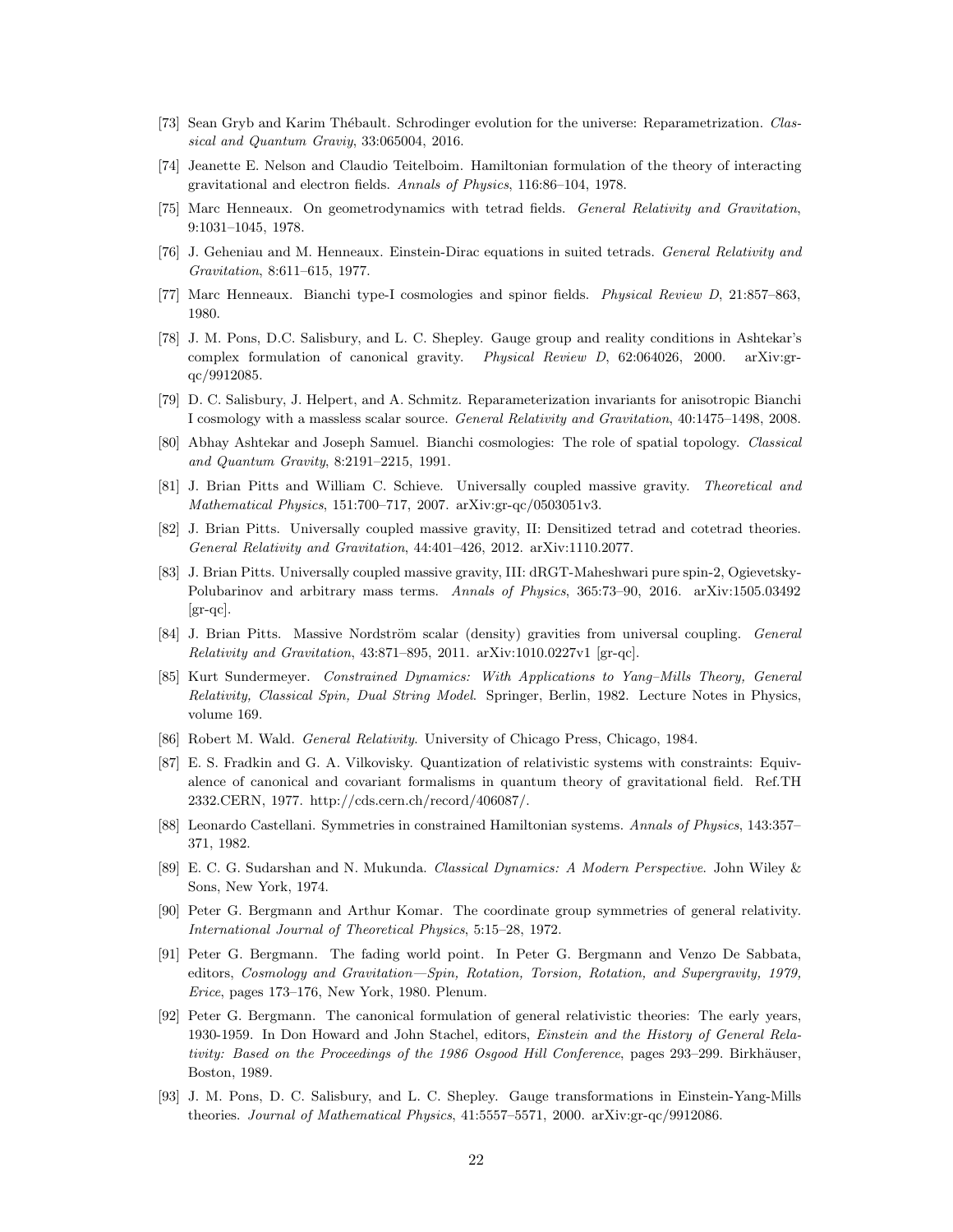[73] Sean Gryb and Karim Thébault. Schrodinger evolution for the universe: Reparametrization. *Classical and Quantum Graviy*, 33:065004, 2016.

[74] Jeanette E. Nelson and Claudio Teitelboim. Hamiltonian formulation of the theory of interacting gravitational and electron fields. *Annals of Physics*, 116:86–104, 1978.

[75] Marc Henneaux. On geometrodynamics with tetrad fields. *General Relativity and Gravitation*, 9:1031–1045, 1978.

[76] J. Geheniau and M. Henneaux. Einstein-Dirac equations in suited tetrads. *General Relativity and Gravitation*, 8:611–615, 1977.

[77] Marc Henneaux. Bianchi type-I cosmologies and spinor fields. *Physical Review D*, 21:857–863, 1980.

[78] J. M. Pons, D.C. Salisbury, and L. C. Shepley. Gauge group and reality conditions in Ashtekar's complex formulation of canonical gravity. *Physical Review D*, 62:064026, 2000. arXiv:gr-qc/9912085.

[79] D. C. Salisbury, J. Helpert, and A. Schmitz. Reparameterization invariants for anisotropic Bianchi I cosmology with a massless scalar source. *General Relativity and Gravitation*, 40:1475–1498, 2008.

[80] Abhay Ashtekar and Joseph Samuel. Bianchi cosmologies: The role of spatial topology. *Classical and Quantum Gravity*, 8:2191–2215, 1991.

[81] J. Brian Pitts and William C. Schieve. Universally coupled massive gravity. *Theoretical and Mathematical Physics*, 151:700–717, 2007. arXiv:gr-qc/0503051v3.

[82] J. Brian Pitts. Universally coupled massive gravity, II: Densitized tetrad and cotetrad theories. *General Relativity and Gravitation*, 44:401–426, 2012. arXiv:1110.2077.

[83] J. Brian Pitts. Universally coupled massive gravity, III: dRGT-Maheshwari pure spin-2, Ogievetsky-Polubarinov and arbitrary mass terms. *Annals of Physics*, 365:73–90, 2016. arXiv:1505.03492 [gr-qc].

[84] J. Brian Pitts. Massive Nordström scalar (density) gravities from universal coupling. *General Relativity and Gravitation*, 43:871–895, 2011. arXiv:1010.0227v1 [gr-qc].

[85] Kurt Sundermeyer. *Constrained Dynamics: With Applications to Yang–Mills Theory, General Relativity, Classical Spin, Dual String Model*. Springer, Berlin, 1982. Lecture Notes in Physics, volume 169.

[86] Robert M. Wald. *General Relativity*. University of Chicago Press, Chicago, 1984.

[87] E. S. Fradkin and G. A. Vilkovisky. Quantization of relativistic systems with constraints: Equivalence of canonical and covariant formalisms in quantum theory of gravitational field. Ref.TH 2332.CERN, 1977. http://cds.cern.ch/record/406087/.

[88] Leonardo Castellani. Symmetries in constrained Hamiltonian systems. *Annals of Physics*, 143:357–371, 1982.

[89] E. C. G. Sudarshan and N. Mukunda. *Classical Dynamics: A Modern Perspective*. John Wiley & Sons, New York, 1974.

[90] Peter G. Bergmann and Arthur Komar. The coordinate group symmetries of general relativity. *International Journal of Theoretical Physics*, 5:15–28, 1972.

[91] Peter G. Bergmann. The fading world point. In Peter G. Bergmann and Venzo De Sabbata, editors, *Cosmology and Gravitation—Spin, Rotation, Torsion, Rotation, and Supergravity, 1979, Erice*, pages 173–176, New York, 1980. Plenum.

[92] Peter G. Bergmann. The canonical formulation of general relativistic theories: The early years, 1930-1959. In Don Howard and John Stachel, editors, *Einstein and the History of General Relativity: Based on the Proceedings of the 1986 Osgood Hill Conference*, pages 293–299. Birkhäuser, Boston, 1989.

[93] J. M. Pons, D. C. Salisbury, and L. C. Shepley. Gauge transformations in Einstein-Yang-Mills theories. *Journal of Mathematical Physics*, 41:5557–5571, 2000. arXiv:gr-qc/9912086.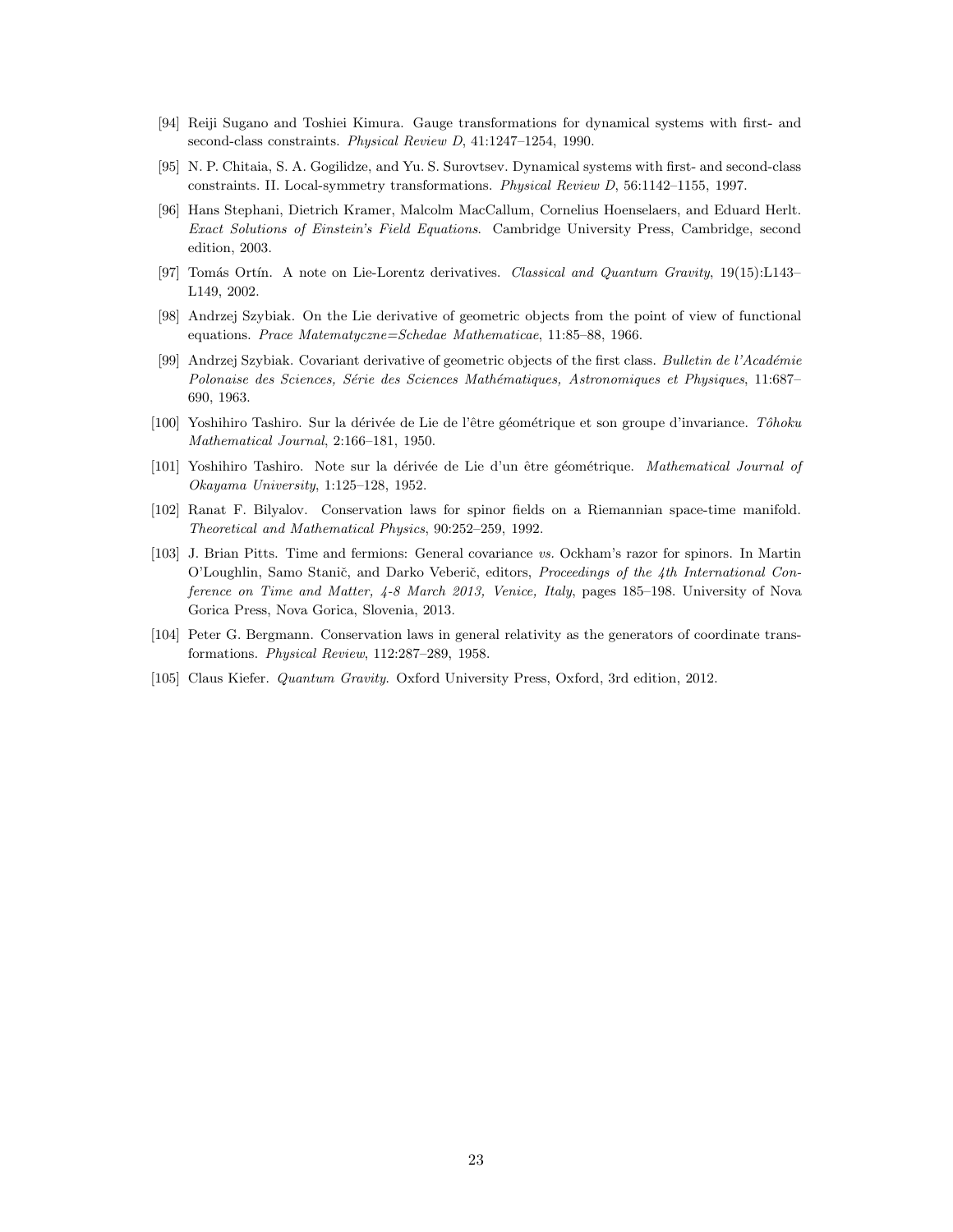[94] Reiji Sugano and Toshiei Kimura. Gauge transformations for dynamical systems with first- and second-class constraints. *Physical Review D*, 41:1247–1254, 1990.

[95] N. P. Chitaia, S. A. Gogilidze, and Yu. S. Surovtsev. Dynamical systems with first- and second-class constraints. II. Local-symmetry transformations. *Physical Review D*, 56:1142–1155, 1997.

[96] Hans Stephani, Dietrich Kramer, Malcolm MacCallum, Cornelius Hoenselaers, and Eduard Herlt. *Exact Solutions of Einstein's Field Equations*. Cambridge University Press, Cambridge, second edition, 2003.

[97] Tomás Ortín. A note on Lie-Lorentz derivatives. *Classical and Quantum Gravity*, 19(15):L143–L149, 2002.

[98] Andrzej Szybiak. On the Lie derivative of geometric objects from the point of view of functional equations. *Prace Matematyczne=Schedae Mathematicae*, 11:85–88, 1966.

[99] Andrzej Szybiak. Covariant derivative of geometric objects of the first class. *Bulletin de l'Académie Polonaise des Sciences, Série des Sciences Mathématiques, Astronomiques et Physiques*, 11:687–690, 1963.

[100] Yoshihiro Tashiro. Sur la dérivée de Lie de l'être géométrique et son groupe d'invariance. *Tôhoku Mathematical Journal*, 2:166–181, 1950.

[101] Yoshihiro Tashiro. Note sur la dérivée de Lie d'un être géométrique. *Mathematical Journal of Okayama University*, 1:125–128, 1952.

[102] Ranat F. Bilyalov. Conservation laws for spinor fields on a Riemannian space-time manifold. *Theoretical and Mathematical Physics*, 90:252–259, 1992.

[103] J. Brian Pitts. Time and fermions: General covariance *vs.* Ockham's razor for spinors. In Martin O'Loughlin, Samo Stanič, and Darko Veberič, editors, *Proceedings of the 4th International Conference on Time and Matter, 4-8 March 2013, Venice, Italy*, pages 185–198. University of Nova Gorica Press, Nova Gorica, Slovenia, 2013.

[104] Peter G. Bergmann. Conservation laws in general relativity as the generators of coordinate transformations. *Physical Review*, 112:287–289, 1958.

[105] Claus Kiefer. *Quantum Gravity*. Oxford University Press, Oxford, 3rd edition, 2012.